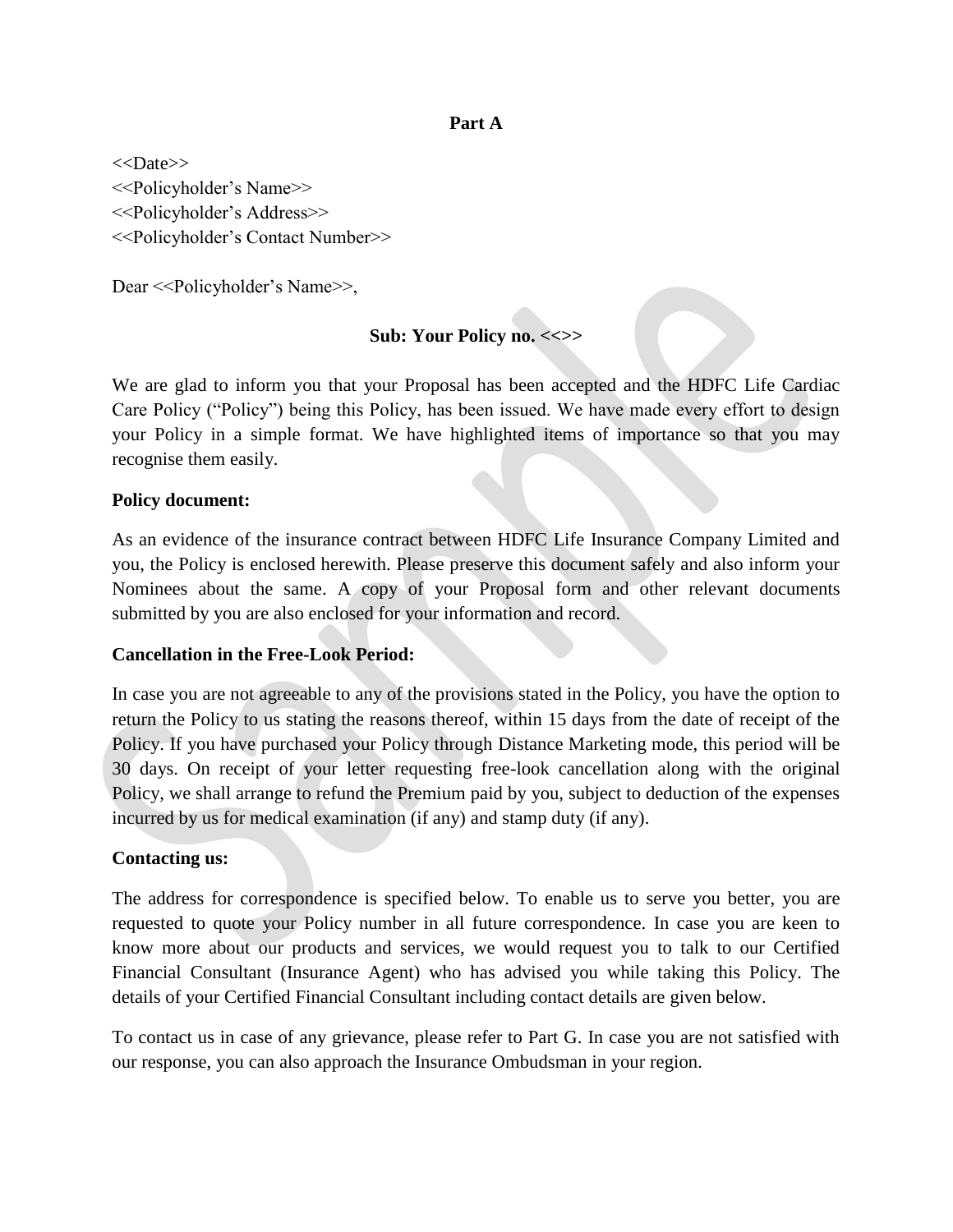**Part A**

<<Date>>
<<Policyholder's Name>>
<<Policyholder's Address>>
<<Policyholder's Contact Number>>

Dear <<Policyholder's Name>>,

**Sub: Your Policy no. <<>>**

We are glad to inform you that your Proposal has been accepted and the HDFC Life Cardiac Care Policy ("Policy") being this Policy, has been issued. We have made every effort to design your Policy in a simple format. We have highlighted items of importance so that you may recognise them easily.

**Policy document:**

As an evidence of the insurance contract between HDFC Life Insurance Company Limited and you, the Policy is enclosed herewith. Please preserve this document safely and also inform your Nominees about the same. A copy of your Proposal form and other relevant documents submitted by you are also enclosed for your information and record.

**Cancellation in the Free-Look Period:**

In case you are not agreeable to any of the provisions stated in the Policy, you have the option to return the Policy to us stating the reasons thereof, within 15 days from the date of receipt of the Policy. If you have purchased your Policy through Distance Marketing mode, this period will be 30 days. On receipt of your letter requesting free-look cancellation along with the original Policy, we shall arrange to refund the Premium paid by you, subject to deduction of the expenses incurred by us for medical examination (if any) and stamp duty (if any).

**Contacting us:**

The address for correspondence is specified below. To enable us to serve you better, you are requested to quote your Policy number in all future correspondence. In case you are keen to know more about our products and services, we would request you to talk to our Certified Financial Consultant (Insurance Agent) who has advised you while taking this Policy. The details of your Certified Financial Consultant including contact details are given below.

To contact us in case of any grievance, please refer to Part G. In case you are not satisfied with our response, you can also approach the Insurance Ombudsman in your region.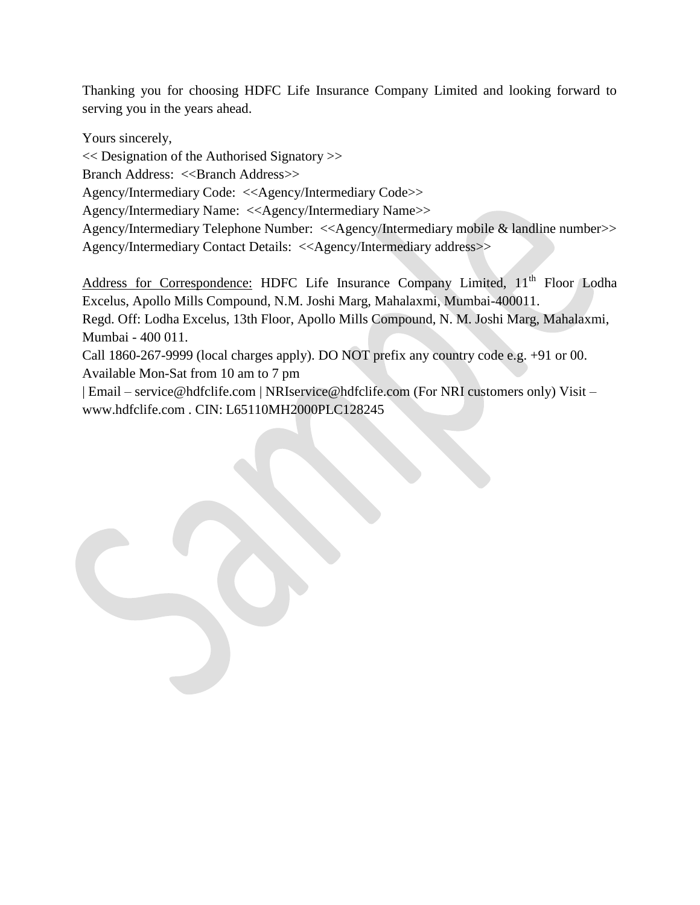Thanking you for choosing HDFC Life Insurance Company Limited and looking forward to serving you in the years ahead.

Yours sincerely,
<< Designation of the Authorised Signatory >>
Branch Address: <<Branch Address>>
Agency/Intermediary Code: <<Agency/Intermediary Code>>
Agency/Intermediary Name: <<Agency/Intermediary Name>>
Agency/Intermediary Telephone Number: <<Agency/Intermediary mobile & landline number>>
Agency/Intermediary Contact Details: <<Agency/Intermediary address>>

<u>Address for Correspondence:</u> HDFC Life Insurance Company Limited, 11th Floor Lodha Excelus, Apollo Mills Compound, N.M. Joshi Marg, Mahalaxmi, Mumbai-400011.
Regd. Off: Lodha Excelus, 13th Floor, Apollo Mills Compound, N. M. Joshi Marg, Mahalaxmi, Mumbai - 400 011.
Call 1860-267-9999 (local charges apply). DO NOT prefix any country code e.g. +91 or 00. Available Mon-Sat from 10 am to 7 pm
| Email – service@hdfclife.com | NRIservice@hdfclife.com (For NRI customers only) Visit – www.hdfclife.com . CIN: L65110MH2000PLC128245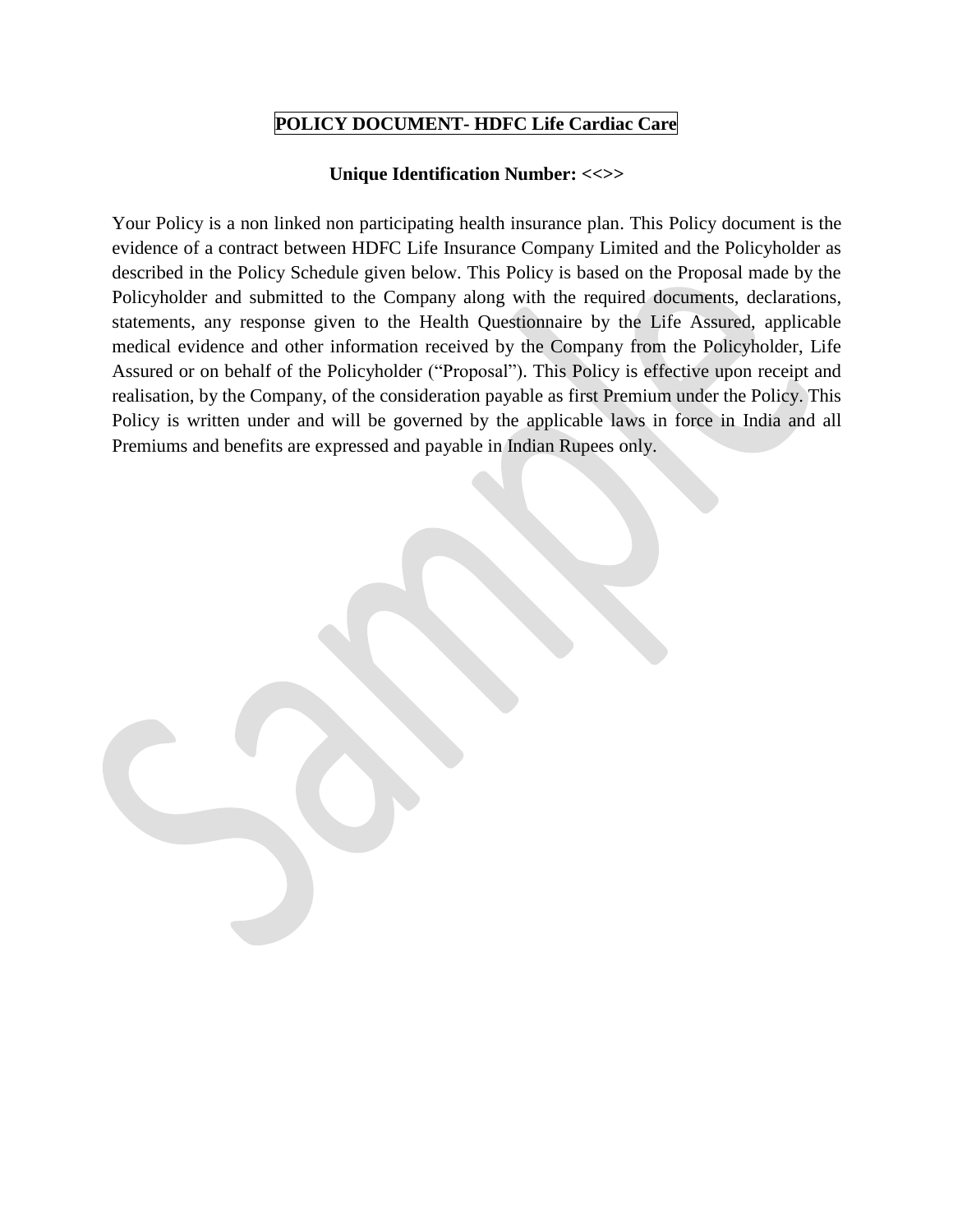# POLICY DOCUMENT- HDFC Life Cardiac Care

**Unique Identification Number: <<>>**

Your Policy is a non linked non participating health insurance plan. This Policy document is the evidence of a contract between HDFC Life Insurance Company Limited and the Policyholder as described in the Policy Schedule given below. This Policy is based on the Proposal made by the Policyholder and submitted to the Company along with the required documents, declarations, statements, any response given to the Health Questionnaire by the Life Assured, applicable medical evidence and other information received by the Company from the Policyholder, Life Assured or on behalf of the Policyholder ("Proposal"). This Policy is effective upon receipt and realisation, by the Company, of the consideration payable as first Premium under the Policy. This Policy is written under and will be governed by the applicable laws in force in India and all Premiums and benefits are expressed and payable in Indian Rupees only.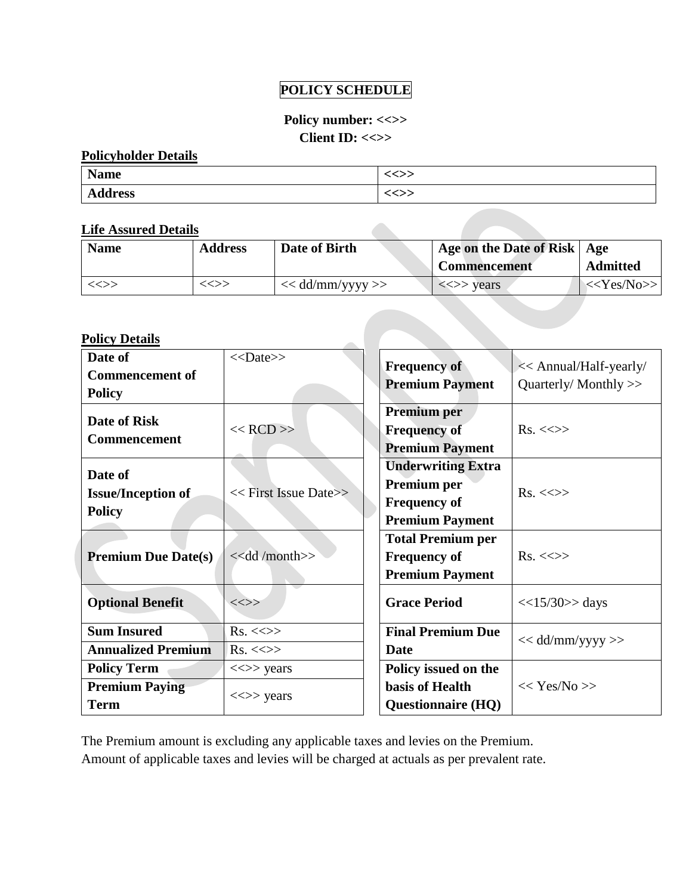# POLICY SCHEDULE

**Policy number: <<>>**
**Client ID: <<>>**

**Policyholder Details**

| **Name** | <<>> |
|---|---|
| **Address** | <<>> |

**Life Assured Details**

| Name | Address | Date of Birth | Age on the Date of Risk Commencement | Age Admitted |
|---|---|---|---|---|
| <<>> | <<>> | << dd/mm/yyyy >> | <<>> years | <<Yes/No>> |

**Policy Details**

| | |
|---|---|
| **Date of Commencement of Policy** | <<Date>> |
| **Date of Risk Commencement** | << RCD >> |
| **Date of Issue/Inception of Policy** | << First Issue Date>> |
| **Premium Due Date(s)** | <<dd /month>> |
| **Optional Benefit** | <<>> |
| **Sum Insured** | Rs. <<>> |
| **Annualized Premium** | Rs. <<>> |
| **Policy Term** | <<>> years |
| **Premium Paying Term** | <<>> years |

| | |
|---|---|
| **Frequency of Premium Payment** | << Annual/Half-yearly/ Quarterly/ Monthly >> |
| **Premium per Frequency of Premium Payment** | Rs. <<>> |
| **Underwriting Extra Premium per Frequency of Premium Payment** | Rs. <<>> |
| **Total Premium per Frequency of Premium Payment** | Rs. <<>> |
| **Grace Period** | <<15/30>> days |
| **Final Premium Due Date** | << dd/mm/yyyy >> |
| **Policy issued on the basis of Health Questionnaire (HQ)** | << Yes/No >> |

The Premium amount is excluding any applicable taxes and levies on the Premium.
Amount of applicable taxes and levies will be charged at actuals as per prevalent rate.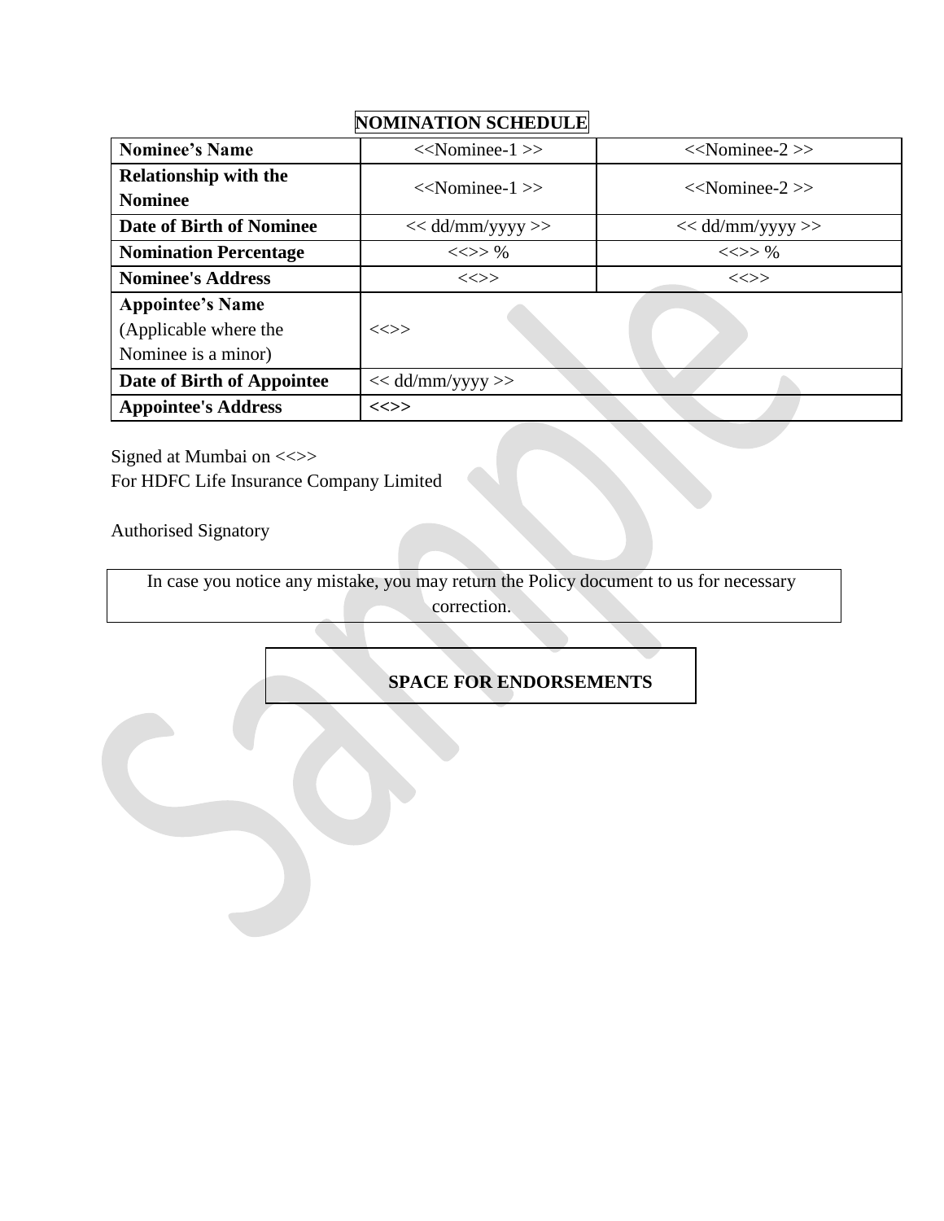## NOMINATION SCHEDULE

| **Nominee's Name** | <<Nominee-1 >> | <<Nominee-2 >> |
|---|---|---|
| **Relationship with the Nominee** | <<Nominee-1 >> | <<Nominee-2 >> |
| **Date of Birth of Nominee** | << dd/mm/yyyy >> | << dd/mm/yyyy >> |
| **Nomination Percentage** | <<>> % | <<>> % |
| **Nominee's Address** | <<>> | <<>> |
| **Appointee's Name** (Applicable where the Nominee is a minor) | <<>> | |
| **Date of Birth of Appointee** | << dd/mm/yyyy >> | |
| **Appointee's Address** | **<<>>** | |

Signed at Mumbai on <<>>
For HDFC Life Insurance Company Limited

Authorised Signatory

In case you notice any mistake, you may return the Policy document to us for necessary correction.

**SPACE FOR ENDORSEMENTS**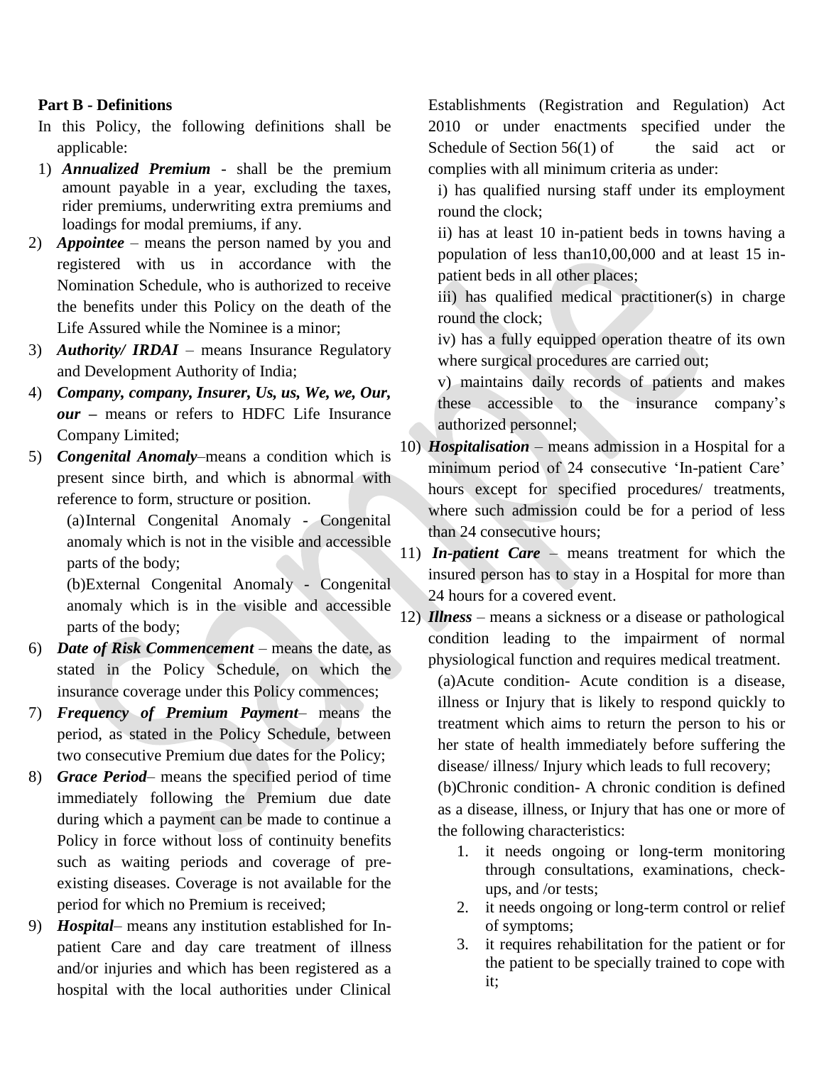**Part B - Definitions**

In this Policy, the following definitions shall be applicable:

1) ***Annualized Premium*** - shall be the premium amount payable in a year, excluding the taxes, rider premiums, underwriting extra premiums and loadings for modal premiums, if any.
2) ***Appointee*** – means the person named by you and registered with us in accordance with the Nomination Schedule, who is authorized to receive the benefits under this Policy on the death of the Life Assured while the Nominee is a minor;
3) ***Authority/ IRDAI*** – means Insurance Regulatory and Development Authority of India;
4) ***Company, company, Insurer, Us, us, We, we, Our, our*** – means or refers to HDFC Life Insurance Company Limited;
5) ***Congenital Anomaly***–means a condition which is present since birth, and which is abnormal with reference to form, structure or position.

   (a) Internal Congenital Anomaly - Congenital anomaly which is not in the visible and accessible parts of the body;

   (b) External Congenital Anomaly - Congenital anomaly which is in the visible and accessible parts of the body;
6) ***Date of Risk Commencement*** – means the date, as stated in the Policy Schedule, on which the insurance coverage under this Policy commences;
7) ***Frequency of Premium Payment***– means the period, as stated in the Policy Schedule, between two consecutive Premium due dates for the Policy;
8) ***Grace Period***– means the specified period of time immediately following the Premium due date during which a payment can be made to continue a Policy in force without loss of continuity benefits such as waiting periods and coverage of pre-existing diseases. Coverage is not available for the period for which no Premium is received;
9) ***Hospital***– means any institution established for In-patient Care and day care treatment of illness and/or injuries and which has been registered as a hospital with the local authorities under Clinical Establishments (Registration and Regulation) Act 2010 or under enactments specified under the Schedule of Section 56(1) of the said act or complies with all minimum criteria as under:

   i) has qualified nursing staff under its employment round the clock;

   ii) has at least 10 in-patient beds in towns having a population of less than10,00,000 and at least 15 in-patient beds in all other places;

   iii) has qualified medical practitioner(s) in charge round the clock;

   iv) has a fully equipped operation theatre of its own where surgical procedures are carried out;

   v) maintains daily records of patients and makes these accessible to the insurance company's authorized personnel;
10) ***Hospitalisation*** – means admission in a Hospital for a minimum period of 24 consecutive 'In-patient Care' hours except for specified procedures/ treatments, where such admission could be for a period of less than 24 consecutive hours;
11) ***In-patient Care*** – means treatment for which the insured person has to stay in a Hospital for more than 24 hours for a covered event.
12) ***Illness*** – means a sickness or a disease or pathological condition leading to the impairment of normal physiological function and requires medical treatment.

    (a) Acute condition- Acute condition is a disease, illness or Injury that is likely to respond quickly to treatment which aims to return the person to his or her state of health immediately before suffering the disease/ illness/ Injury which leads to full recovery;

    (b) Chronic condition- A chronic condition is defined as a disease, illness, or Injury that has one or more of the following characteristics:

    1. it needs ongoing or long-term monitoring through consultations, examinations, check-ups, and /or tests;
    2. it needs ongoing or long-term control or relief of symptoms;
    3. it requires rehabilitation for the patient or for the patient to be specially trained to cope with it;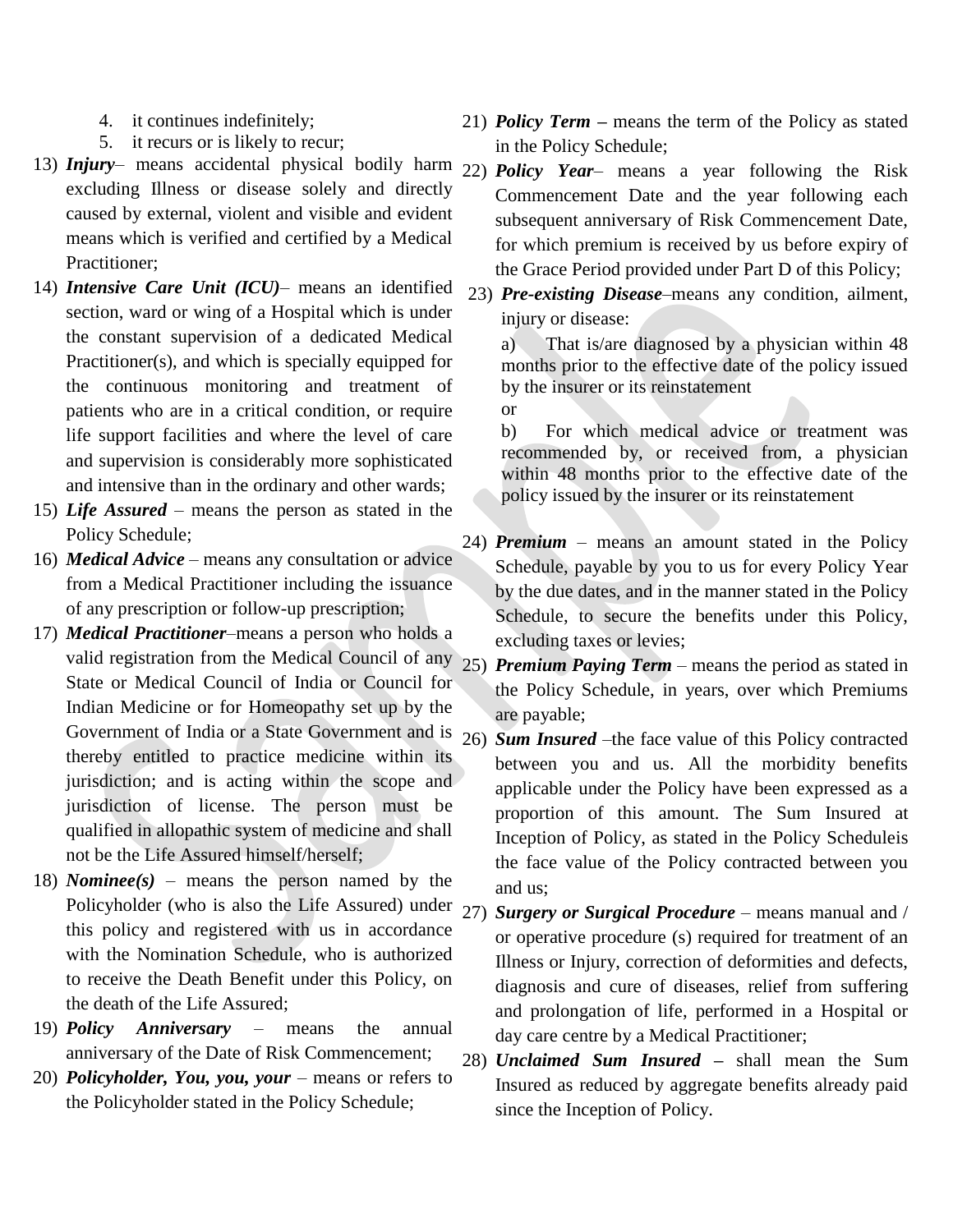4. it continues indefinitely;
5. it recurs or is likely to recur;

13) ***Injury***– means accidental physical bodily harm excluding Illness or disease solely and directly caused by external, violent and visible and evident means which is verified and certified by a Medical Practitioner;
14) ***Intensive Care Unit (ICU)***– means an identified section, ward or wing of a Hospital which is under the constant supervision of a dedicated Medical Practitioner(s), and which is specially equipped for the continuous monitoring and treatment of patients who are in a critical condition, or require life support facilities and where the level of care and supervision is considerably more sophisticated and intensive than in the ordinary and other wards;
15) ***Life Assured*** – means the person as stated in the Policy Schedule;
16) ***Medical Advice*** – means any consultation or advice from a Medical Practitioner including the issuance of any prescription or follow-up prescription;
17) ***Medical Practitioner***–means a person who holds a valid registration from the Medical Council of any State or Medical Council of India or Council for Indian Medicine or for Homeopathy set up by the Government of India or a State Government and is thereby entitled to practice medicine within its jurisdiction; and is acting within the scope and jurisdiction of license. The person must be qualified in allopathic system of medicine and shall not be the Life Assured himself/herself;
18) ***Nominee(s)*** – means the person named by the Policyholder (who is also the Life Assured) under this policy and registered with us in accordance with the Nomination Schedule, who is authorized to receive the Death Benefit under this Policy, on the death of the Life Assured;
19) ***Policy Anniversary*** – means the annual anniversary of the Date of Risk Commencement;
20) ***Policyholder, You, you, your*** – means or refers to the Policyholder stated in the Policy Schedule;
21) ***Policy Term*** – means the term of the Policy as stated in the Policy Schedule;
22) ***Policy Year***– means a year following the Risk Commencement Date and the year following each subsequent anniversary of Risk Commencement Date, for which premium is received by us before expiry of the Grace Period provided under Part D of this Policy;
23) ***Pre-existing Disease***–means any condition, ailment, injury or disease:

    a) That is/are diagnosed by a physician within 48 months prior to the effective date of the policy issued by the insurer or its reinstatement

    or

    b) For which medical advice or treatment was recommended by, or received from, a physician within 48 months prior to the effective date of the policy issued by the insurer or its reinstatement
24) ***Premium*** – means an amount stated in the Policy Schedule, payable by you to us for every Policy Year by the due dates, and in the manner stated in the Policy Schedule, to secure the benefits under this Policy, excluding taxes or levies;
25) ***Premium Paying Term*** – means the period as stated in the Policy Schedule, in years, over which Premiums are payable;
26) ***Sum Insured*** –the face value of this Policy contracted between you and us. All the morbidity benefits applicable under the Policy have been expressed as a proportion of this amount. The Sum Insured at Inception of Policy, as stated in the Policy Scheduleis the face value of the Policy contracted between you and us;
27) ***Surgery or Surgical Procedure*** – means manual and / or operative procedure (s) required for treatment of an Illness or Injury, correction of deformities and defects, diagnosis and cure of diseases, relief from suffering and prolongation of life, performed in a Hospital or day care centre by a Medical Practitioner;
28) ***Unclaimed Sum Insured*** – shall mean the Sum Insured as reduced by aggregate benefits already paid since the Inception of Policy.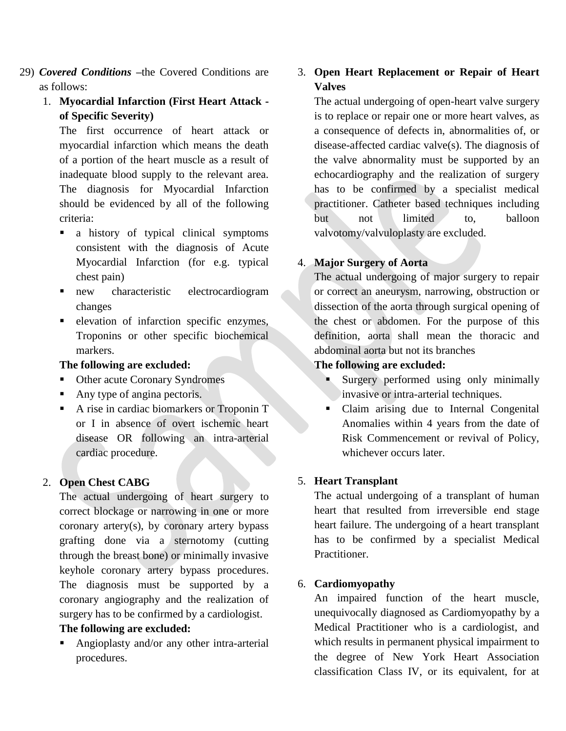29) ***Covered Conditions*** –the Covered Conditions are as follows:

1. **Myocardial Infarction (First Heart Attack - of Specific Severity)**

   The first occurrence of heart attack or myocardial infarction which means the death of a portion of the heart muscle as a result of inadequate blood supply to the relevant area. The diagnosis for Myocardial Infarction should be evidenced by all of the following criteria:

   - a history of typical clinical symptoms consistent with the diagnosis of Acute Myocardial Infarction (for e.g. typical chest pain)
   - new characteristic electrocardiogram changes
   - elevation of infarction specific enzymes, Troponins or other specific biochemical markers.

   **The following are excluded:**

   - Other acute Coronary Syndromes
   - Any type of angina pectoris.
   - A rise in cardiac biomarkers or Troponin T or I in absence of overt ischemic heart disease OR following an intra-arterial cardiac procedure.

2. **Open Chest CABG**

   The actual undergoing of heart surgery to correct blockage or narrowing in one or more coronary artery(s), by coronary artery bypass grafting done via a sternotomy (cutting through the breast bone) or minimally invasive keyhole coronary artery bypass procedures. The diagnosis must be supported by a coronary angiography and the realization of surgery has to be confirmed by a cardiologist.

   **The following are excluded:**

   - Angioplasty and/or any other intra-arterial procedures.

3. **Open Heart Replacement or Repair of Heart Valves**

   The actual undergoing of open-heart valve surgery is to replace or repair one or more heart valves, as a consequence of defects in, abnormalities of, or disease-affected cardiac valve(s). The diagnosis of the valve abnormality must be supported by an echocardiography and the realization of surgery has to be confirmed by a specialist medical practitioner. Catheter based techniques including but not limited to, balloon valvotomy/valvuloplasty are excluded.

4. **Major Surgery of Aorta**

   The actual undergoing of major surgery to repair or correct an aneurysm, narrowing, obstruction or dissection of the aorta through surgical opening of the chest or abdomen. For the purpose of this definition, aorta shall mean the thoracic and abdominal aorta but not its branches

   **The following are excluded:**

   - Surgery performed using only minimally invasive or intra-arterial techniques.
   - Claim arising due to Internal Congenital Anomalies within 4 years from the date of Risk Commencement or revival of Policy, whichever occurs later.

5. **Heart Transplant**

   The actual undergoing of a transplant of human heart that resulted from irreversible end stage heart failure. The undergoing of a heart transplant has to be confirmed by a specialist Medical Practitioner.

6. **Cardiomyopathy**

   An impaired function of the heart muscle, unequivocally diagnosed as Cardiomyopathy by a Medical Practitioner who is a cardiologist, and which results in permanent physical impairment to the degree of New York Heart Association classification Class IV, or its equivalent, for at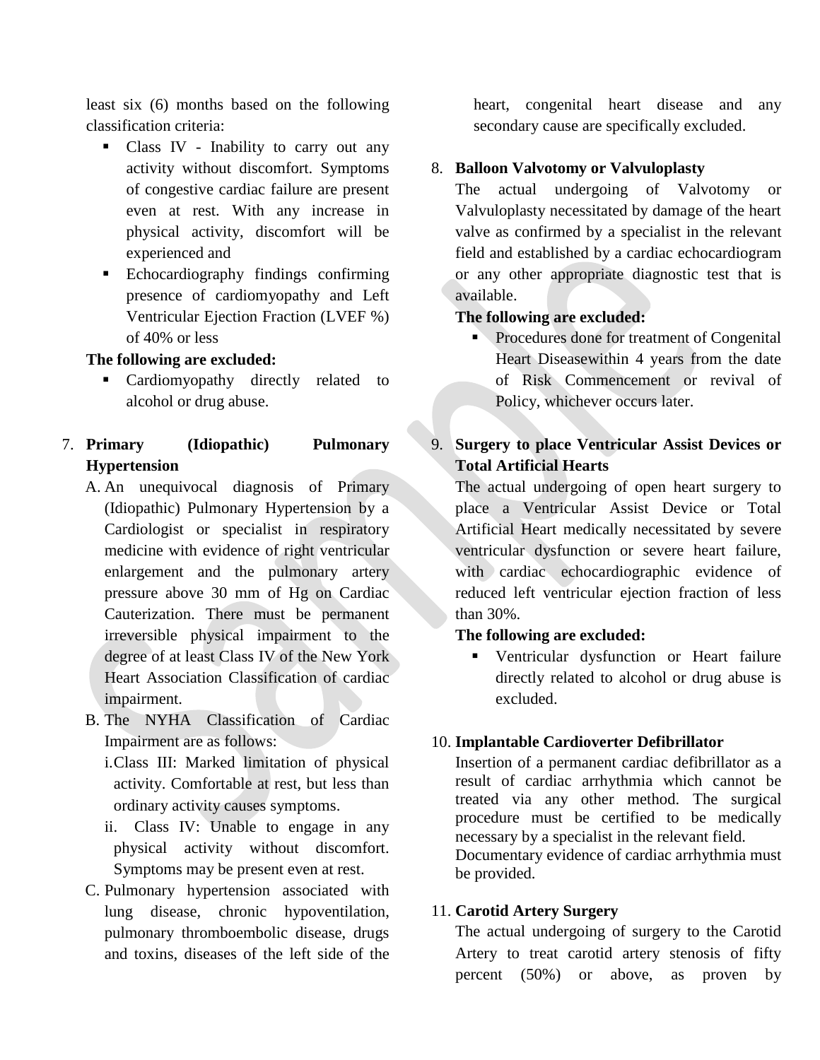least six (6) months based on the following classification criteria:

- Class IV - Inability to carry out any activity without discomfort. Symptoms of congestive cardiac failure are present even at rest. With any increase in physical activity, discomfort will be experienced and
- Echocardiography findings confirming presence of cardiomyopathy and Left Ventricular Ejection Fraction (LVEF %) of 40% or less

**The following are excluded:**

- Cardiomyopathy directly related to alcohol or drug abuse.

7. **Primary (Idiopathic) Pulmonary Hypertension**

   A. An unequivocal diagnosis of Primary (Idiopathic) Pulmonary Hypertension by a Cardiologist or specialist in respiratory medicine with evidence of right ventricular enlargement and the pulmonary artery pressure above 30 mm of Hg on Cardiac Cauterization. There must be permanent irreversible physical impairment to the degree of at least Class IV of the New York Heart Association Classification of cardiac impairment.

   B. The NYHA Classification of Cardiac Impairment are as follows:

      i. Class III: Marked limitation of physical activity. Comfortable at rest, but less than ordinary activity causes symptoms.

      ii. Class IV: Unable to engage in any physical activity without discomfort. Symptoms may be present even at rest.

   C. Pulmonary hypertension associated with lung disease, chronic hypoventilation, pulmonary thromboembolic disease, drugs and toxins, diseases of the left side of the heart, congenital heart disease and any secondary cause are specifically excluded.

8. **Balloon Valvotomy or Valvuloplasty**

   The actual undergoing of Valvotomy or Valvuloplasty necessitated by damage of the heart valve as confirmed by a specialist in the relevant field and established by a cardiac echocardiogram or any other appropriate diagnostic test that is available.

   **The following are excluded:**

   - Procedures done for treatment of Congenital Heart Diseasewithin 4 years from the date of Risk Commencement or revival of Policy, whichever occurs later.

9. **Surgery to place Ventricular Assist Devices or Total Artificial Hearts**

   The actual undergoing of open heart surgery to place a Ventricular Assist Device or Total Artificial Heart medically necessitated by severe ventricular dysfunction or severe heart failure, with cardiac echocardiographic evidence of reduced left ventricular ejection fraction of less than 30%.

   **The following are excluded:**

   - Ventricular dysfunction or Heart failure directly related to alcohol or drug abuse is excluded.

10. **Implantable Cardioverter Defibrillator**

    Insertion of a permanent cardiac defibrillator as a result of cardiac arrhythmia which cannot be treated via any other method. The surgical procedure must be certified to be medically necessary by a specialist in the relevant field.
    Documentary evidence of cardiac arrhythmia must be provided.

11. **Carotid Artery Surgery**

    The actual undergoing of surgery to the Carotid Artery to treat carotid artery stenosis of fifty percent (50%) or above, as proven by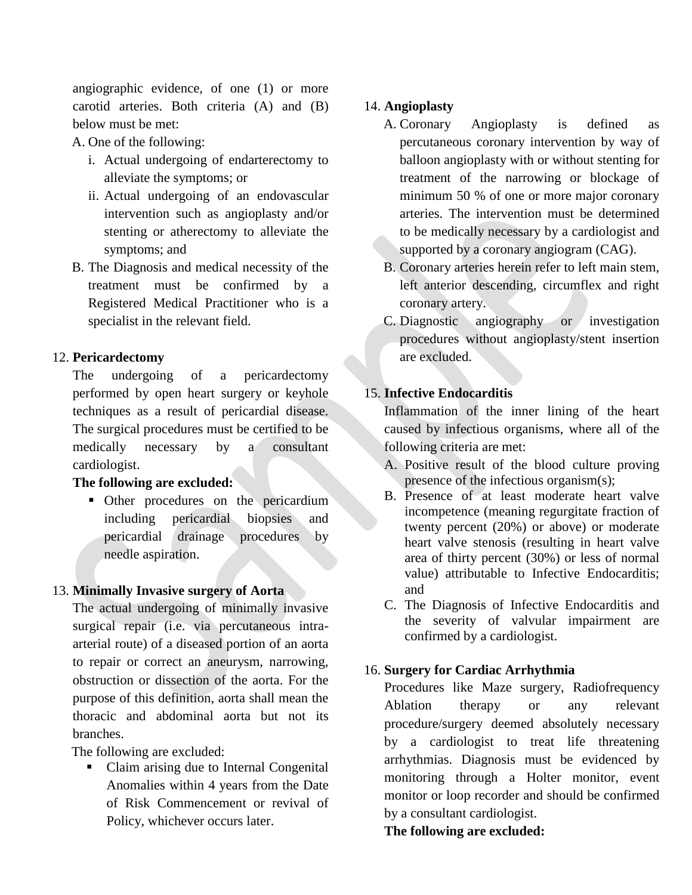angiographic evidence, of one (1) or more carotid arteries. Both criteria (A) and (B) below must be met:

A. One of the following:
   i. Actual undergoing of endarterectomy to alleviate the symptoms; or
   ii. Actual undergoing of an endovascular intervention such as angioplasty and/or stenting or atherectomy to alleviate the symptoms; and
B. The Diagnosis and medical necessity of the treatment must be confirmed by a Registered Medical Practitioner who is a specialist in the relevant field.

12. **Pericardectomy**

The undergoing of a pericardectomy performed by open heart surgery or keyhole techniques as a result of pericardial disease. The surgical procedures must be certified to be medically necessary by a consultant cardiologist.

**The following are excluded:**

- Other procedures on the pericardium including pericardial biopsies and pericardial drainage procedures by needle aspiration.

13. **Minimally Invasive surgery of Aorta**

The actual undergoing of minimally invasive surgical repair (i.e. via percutaneous intra-arterial route) of a diseased portion of an aorta to repair or correct an aneurysm, narrowing, obstruction or dissection of the aorta. For the purpose of this definition, aorta shall mean the thoracic and abdominal aorta but not its branches.

The following are excluded:

- Claim arising due to Internal Congenital Anomalies within 4 years from the Date of Risk Commencement or revival of Policy, whichever occurs later.

14. **Angioplasty**

A. Coronary Angioplasty is defined as percutaneous coronary intervention by way of balloon angioplasty with or without stenting for treatment of the narrowing or blockage of minimum 50 % of one or more major coronary arteries. The intervention must be determined to be medically necessary by a cardiologist and supported by a coronary angiogram (CAG).
B. Coronary arteries herein refer to left main stem, left anterior descending, circumflex and right coronary artery.
C. Diagnostic angiography or investigation procedures without angioplasty/stent insertion are excluded.

15. **Infective Endocarditis**

Inflammation of the inner lining of the heart caused by infectious organisms, where all of the following criteria are met:

A. Positive result of the blood culture proving presence of the infectious organism(s);
B. Presence of at least moderate heart valve incompetence (meaning regurgitate fraction of twenty percent (20%) or above) or moderate heart valve stenosis (resulting in heart valve area of thirty percent (30%) or less of normal value) attributable to Infective Endocarditis; and
C. The Diagnosis of Infective Endocarditis and the severity of valvular impairment are confirmed by a cardiologist.

16. **Surgery for Cardiac Arrhythmia**

Procedures like Maze surgery, Radiofrequency Ablation therapy or any relevant procedure/surgery deemed absolutely necessary by a cardiologist to treat life threatening arrhythmias. Diagnosis must be evidenced by monitoring through a Holter monitor, event monitor or loop recorder and should be confirmed by a consultant cardiologist.

**The following are excluded:**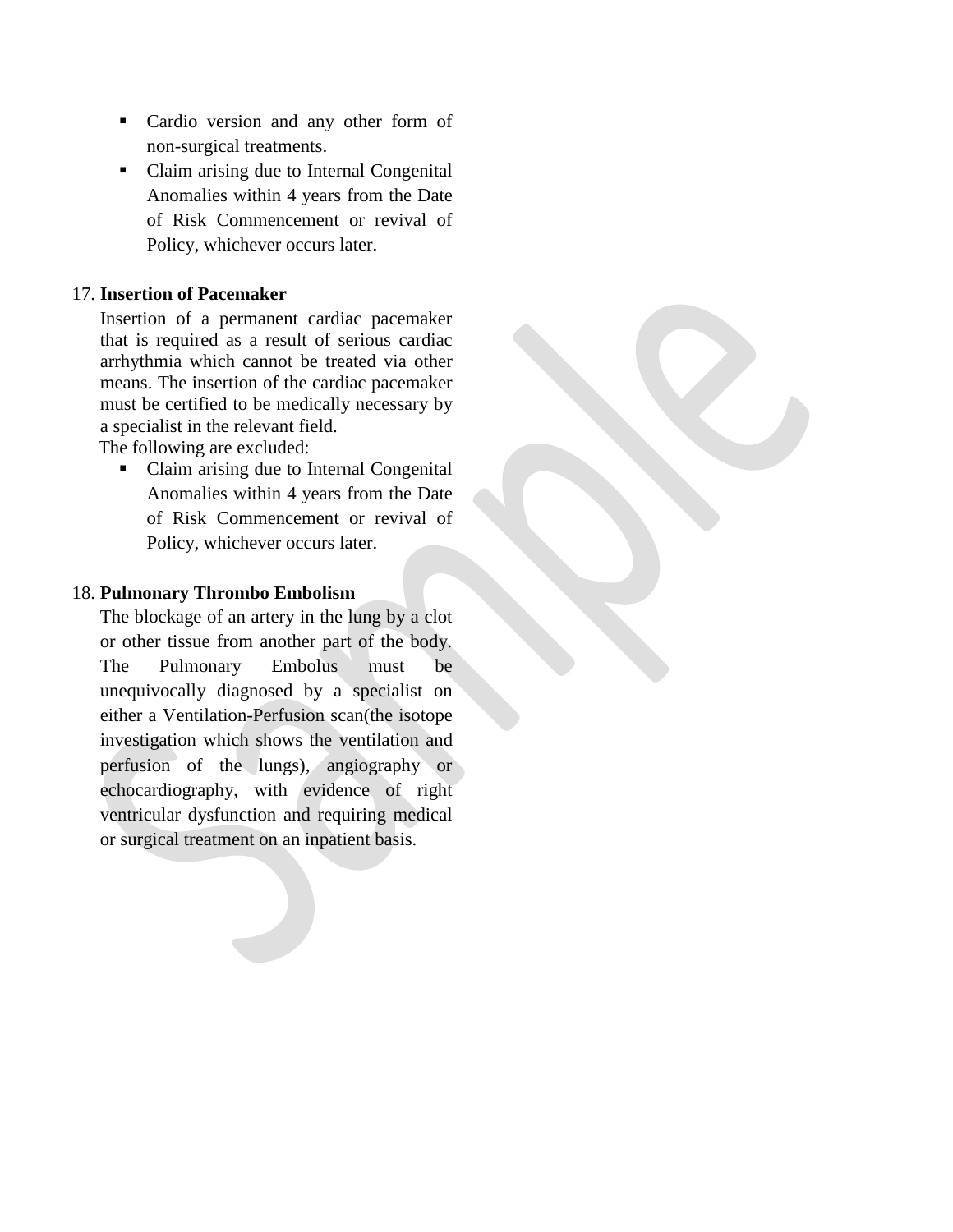- Cardio version and any other form of non-surgical treatments.
- Claim arising due to Internal Congenital Anomalies within 4 years from the Date of Risk Commencement or revival of Policy, whichever occurs later.

17. **Insertion of Pacemaker**

    Insertion of a permanent cardiac pacemaker that is required as a result of serious cardiac arrhythmia which cannot be treated via other means. The insertion of the cardiac pacemaker must be certified to be medically necessary by a specialist in the relevant field.

    The following are excluded:

    - Claim arising due to Internal Congenital Anomalies within 4 years from the Date of Risk Commencement or revival of Policy, whichever occurs later.

18. **Pulmonary Thrombo Embolism**

    The blockage of an artery in the lung by a clot or other tissue from another part of the body. The Pulmonary Embolus must be unequivocally diagnosed by a specialist on either a Ventilation-Perfusion scan(the isotope investigation which shows the ventilation and perfusion of the lungs), angiography or echocardiography, with evidence of right ventricular dysfunction and requiring medical or surgical treatment on an inpatient basis.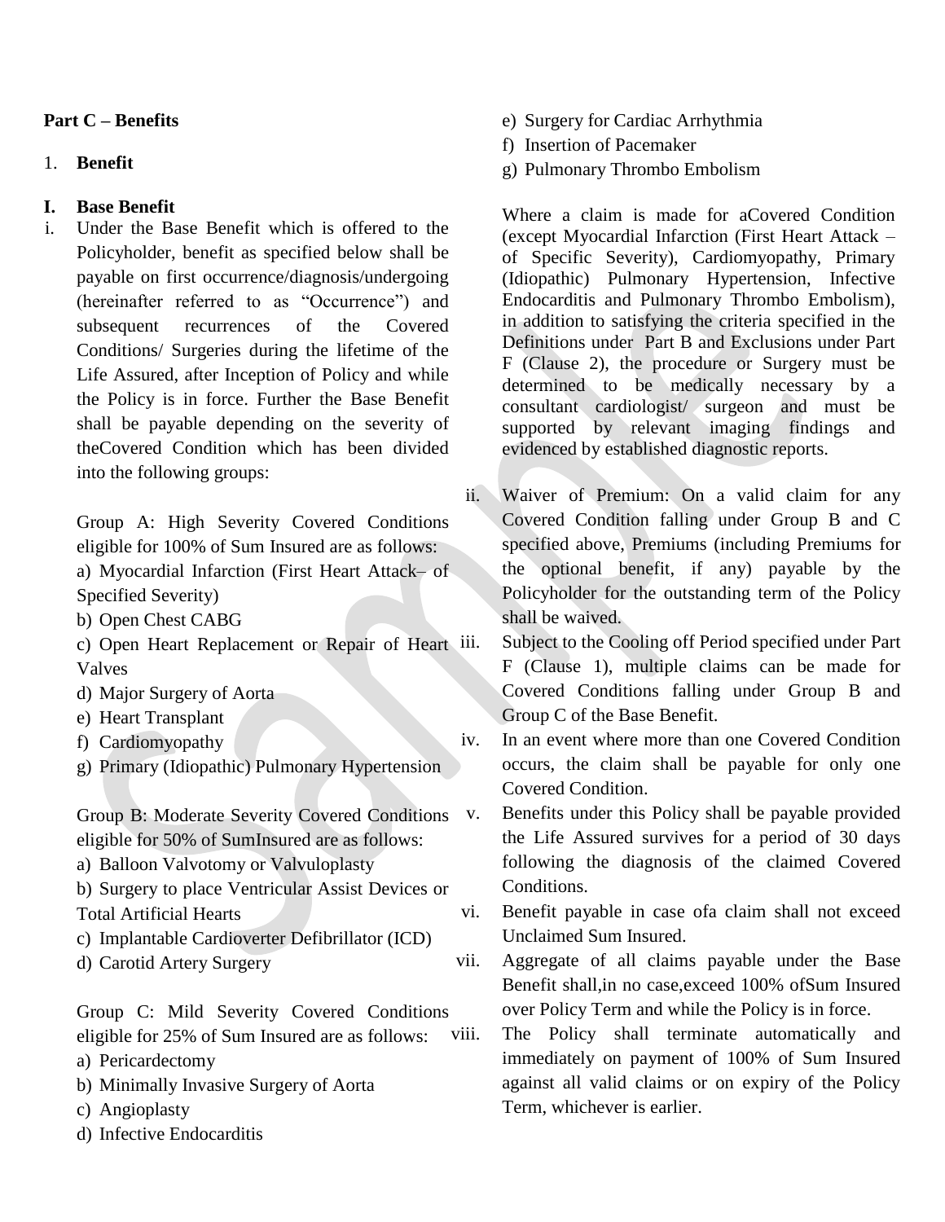**Part C – Benefits**

1. **Benefit**

**I. Base Benefit**

i. Under the Base Benefit which is offered to the Policyholder, benefit as specified below shall be payable on first occurrence/diagnosis/undergoing (hereinafter referred to as "Occurrence") and subsequent recurrences of the Covered Conditions/ Surgeries during the lifetime of the Life Assured, after Inception of Policy and while the Policy is in force. Further the Base Benefit shall be payable depending on the severity of theCovered Condition which has been divided into the following groups:

Group A: High Severity Covered Conditions eligible for 100% of Sum Insured are as follows:

a) Myocardial Infarction (First Heart Attack– of Specified Severity)
b) Open Chest CABG
c) Open Heart Replacement or Repair of Heart Valves
d) Major Surgery of Aorta
e) Heart Transplant
f) Cardiomyopathy
g) Primary (Idiopathic) Pulmonary Hypertension

Group B: Moderate Severity Covered Conditions eligible for 50% of SumInsured are as follows:

a) Balloon Valvotomy or Valvuloplasty
b) Surgery to place Ventricular Assist Devices or Total Artificial Hearts
c) Implantable Cardioverter Defibrillator (ICD)
d) Carotid Artery Surgery

Group C: Mild Severity Covered Conditions eligible for 25% of Sum Insured are as follows:

a) Pericardectomy
b) Minimally Invasive Surgery of Aorta
c) Angioplasty
d) Infective Endocarditis
e) Surgery for Cardiac Arrhythmia
f) Insertion of Pacemaker
g) Pulmonary Thrombo Embolism

Where a claim is made for aCovered Condition (except Myocardial Infarction (First Heart Attack – of Specific Severity), Cardiomyopathy, Primary (Idiopathic) Pulmonary Hypertension, Infective Endocarditis and Pulmonary Thrombo Embolism), in addition to satisfying the criteria specified in the Definitions under Part B and Exclusions under Part F (Clause 2), the procedure or Surgery must be determined to be medically necessary by a consultant cardiologist/ surgeon and must be supported by relevant imaging findings and evidenced by established diagnostic reports.

ii. Waiver of Premium: On a valid claim for any Covered Condition falling under Group B and C specified above, Premiums (including Premiums for the optional benefit, if any) payable by the Policyholder for the outstanding term of the Policy shall be waived.

iii. Subject to the Cooling off Period specified under Part F (Clause 1), multiple claims can be made for Covered Conditions falling under Group B and Group C of the Base Benefit.

iv. In an event where more than one Covered Condition occurs, the claim shall be payable for only one Covered Condition.

v. Benefits under this Policy shall be payable provided the Life Assured survives for a period of 30 days following the diagnosis of the claimed Covered Conditions.

vi. Benefit payable in case ofa claim shall not exceed Unclaimed Sum Insured.

vii. Aggregate of all claims payable under the Base Benefit shall,in no case,exceed 100% ofSum Insured over Policy Term and while the Policy is in force.

viii. The Policy shall terminate automatically and immediately on payment of 100% of Sum Insured against all valid claims or on expiry of the Policy Term, whichever is earlier.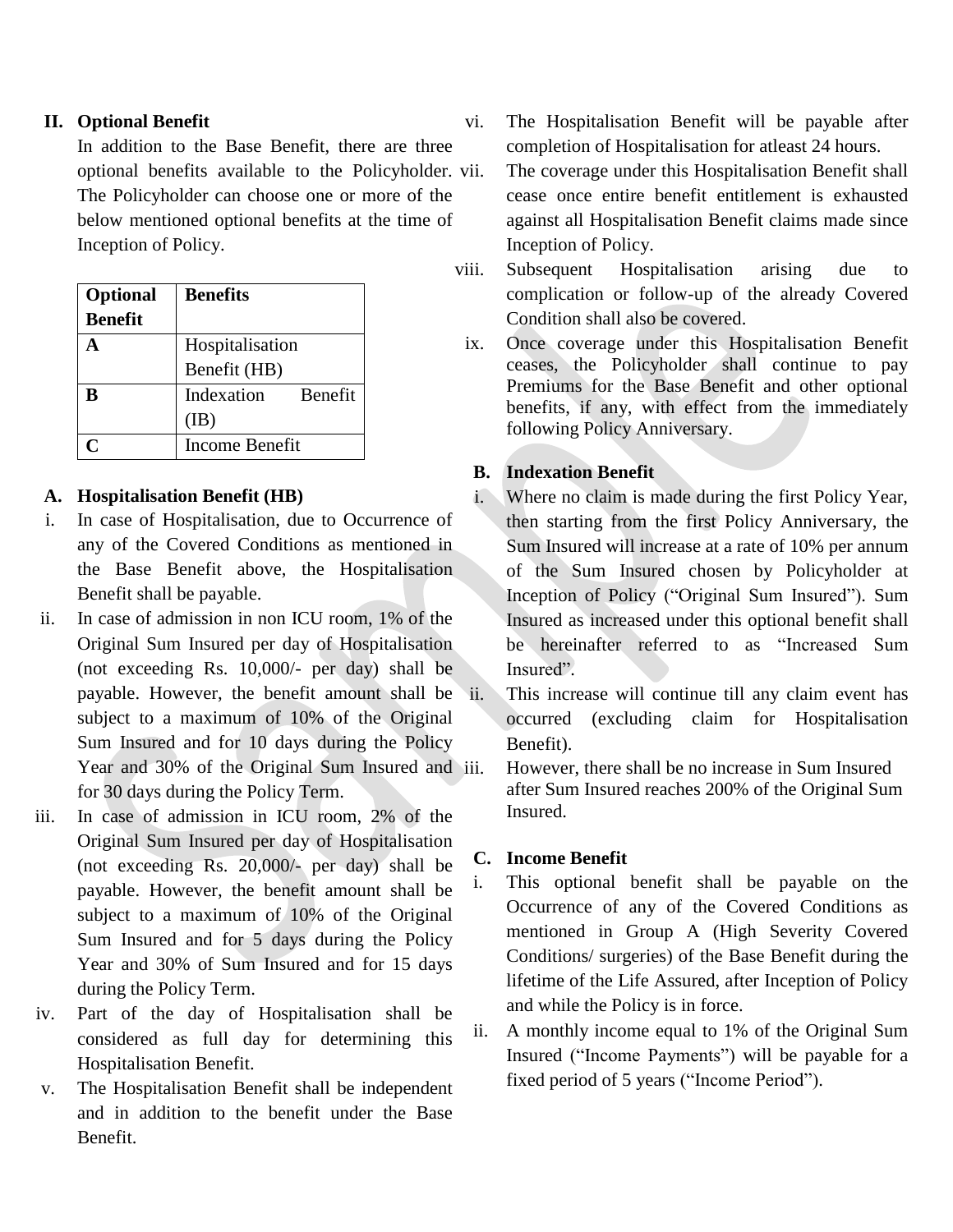## II. Optional Benefit

In addition to the Base Benefit, there are three optional benefits available to the Policyholder. The Policyholder can choose one or more of the below mentioned optional benefits at the time of Inception of Policy.

| Optional Benefit | Benefits |
|---|---|
| A | Hospitalisation Benefit (HB) |
| B | Indexation Benefit (IB) |
| C | Income Benefit |

### A. Hospitalisation Benefit (HB)

i. In case of Hospitalisation, due to Occurrence of any of the Covered Conditions as mentioned in the Base Benefit above, the Hospitalisation Benefit shall be payable.

ii. In case of admission in non ICU room, 1% of the Original Sum Insured per day of Hospitalisation (not exceeding Rs. 10,000/- per day) shall be payable. However, the benefit amount shall be subject to a maximum of 10% of the Original Sum Insured and for 10 days during the Policy Year and 30% of the Original Sum Insured and for 30 days during the Policy Term.

iii. In case of admission in ICU room, 2% of the Original Sum Insured per day of Hospitalisation (not exceeding Rs. 20,000/- per day) shall be payable. However, the benefit amount shall be subject to a maximum of 10% of the Original Sum Insured and for 5 days during the Policy Year and 30% of Sum Insured and for 15 days during the Policy Term.

iv. Part of the day of Hospitalisation shall be considered as full day for determining this Hospitalisation Benefit.

v. The Hospitalisation Benefit shall be independent and in addition to the benefit under the Base Benefit.

vi. The Hospitalisation Benefit will be payable after completion of Hospitalisation for atleast 24 hours.

vii. The coverage under this Hospitalisation Benefit shall cease once entire benefit entitlement is exhausted against all Hospitalisation Benefit claims made since Inception of Policy.

viii. Subsequent Hospitalisation arising due to complication or follow-up of the already Covered Condition shall also be covered.

ix. Once coverage under this Hospitalisation Benefit ceases, the Policyholder shall continue to pay Premiums for the Base Benefit and other optional benefits, if any, with effect from the immediately following Policy Anniversary.

### B. Indexation Benefit

i. Where no claim is made during the first Policy Year, then starting from the first Policy Anniversary, the Sum Insured will increase at a rate of 10% per annum of the Sum Insured chosen by Policyholder at Inception of Policy ("Original Sum Insured"). Sum Insured as increased under this optional benefit shall be hereinafter referred to as "Increased Sum Insured".

ii. This increase will continue till any claim event has occurred (excluding claim for Hospitalisation Benefit).

iii. However, there shall be no increase in Sum Insured after Sum Insured reaches 200% of the Original Sum Insured.

### C. Income Benefit

i. This optional benefit shall be payable on the Occurrence of any of the Covered Conditions as mentioned in Group A (High Severity Covered Conditions/ surgeries) of the Base Benefit during the lifetime of the Life Assured, after Inception of Policy and while the Policy is in force.

ii. A monthly income equal to 1% of the Original Sum Insured ("Income Payments") will be payable for a fixed period of 5 years ("Income Period").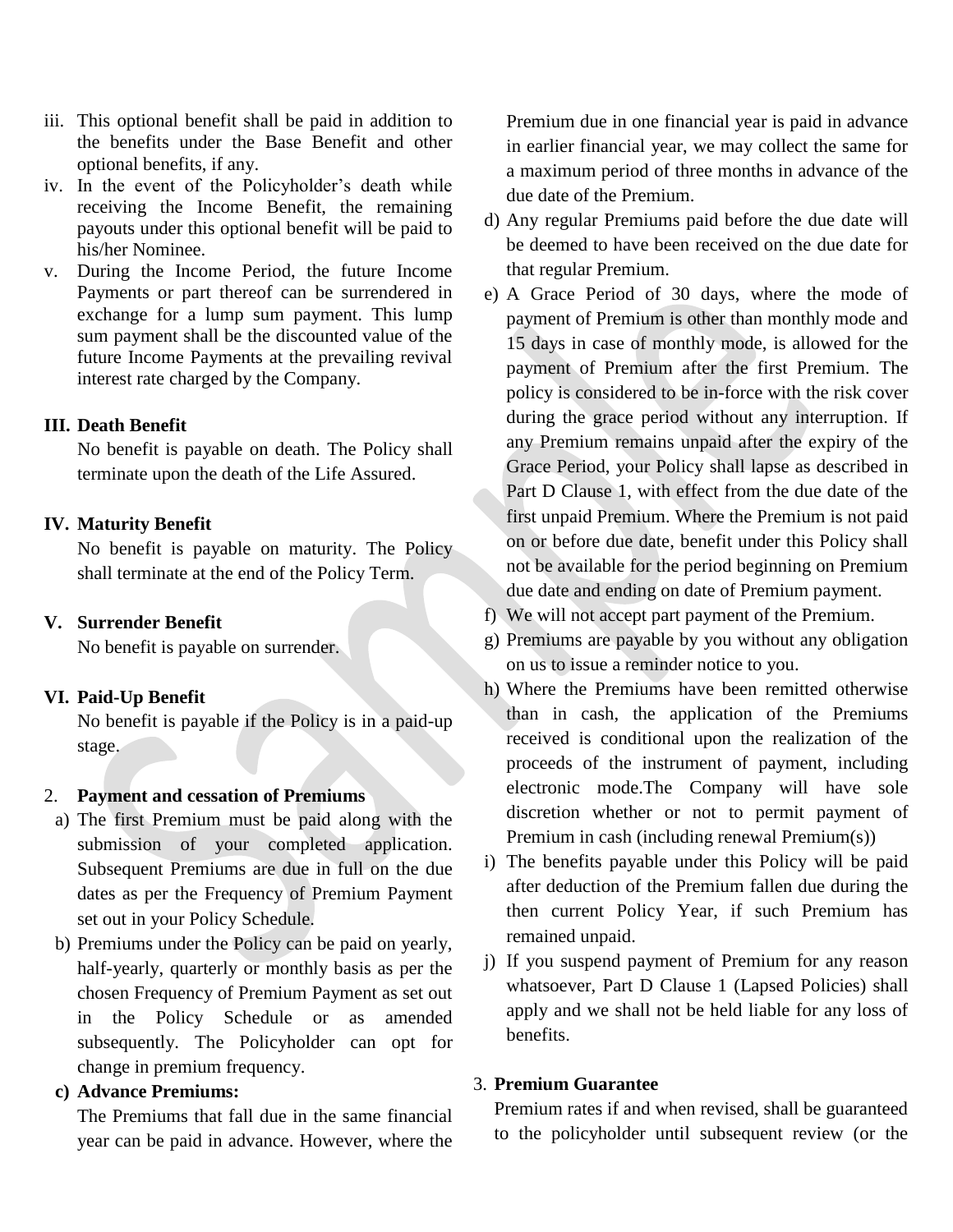iii. This optional benefit shall be paid in addition to the benefits under the Base Benefit and other optional benefits, if any.

iv. In the event of the Policyholder's death while receiving the Income Benefit, the remaining payouts under this optional benefit will be paid to his/her Nominee.

v. During the Income Period, the future Income Payments or part thereof can be surrendered in exchange for a lump sum payment. This lump sum payment shall be the discounted value of the future Income Payments at the prevailing revival interest rate charged by the Company.

**III. Death Benefit**

No benefit is payable on death. The Policy shall terminate upon the death of the Life Assured.

**IV. Maturity Benefit**

No benefit is payable on maturity. The Policy shall terminate at the end of the Policy Term.

**V. Surrender Benefit**

No benefit is payable on surrender.

**VI. Paid-Up Benefit**

No benefit is payable if the Policy is in a paid-up stage.

2. **Payment and cessation of Premiums**

a) The first Premium must be paid along with the submission of your completed application. Subsequent Premiums are due in full on the due dates as per the Frequency of Premium Payment set out in your Policy Schedule.

b) Premiums under the Policy can be paid on yearly, half-yearly, quarterly or monthly basis as per the chosen Frequency of Premium Payment as set out in the Policy Schedule or as amended subsequently. The Policyholder can opt for change in premium frequency.

**c) Advance Premiums:**

The Premiums that fall due in the same financial year can be paid in advance. However, where the Premium due in one financial year is paid in advance in earlier financial year, we may collect the same for a maximum period of three months in advance of the due date of the Premium.

d) Any regular Premiums paid before the due date will be deemed to have been received on the due date for that regular Premium.

e) A Grace Period of 30 days, where the mode of payment of Premium is other than monthly mode and 15 days in case of monthly mode, is allowed for the payment of Premium after the first Premium. The policy is considered to be in-force with the risk cover during the grace period without any interruption. If any Premium remains unpaid after the expiry of the Grace Period, your Policy shall lapse as described in Part D Clause 1, with effect from the due date of the first unpaid Premium. Where the Premium is not paid on or before due date, benefit under this Policy shall not be available for the period beginning on Premium due date and ending on date of Premium payment.

f) We will not accept part payment of the Premium.

g) Premiums are payable by you without any obligation on us to issue a reminder notice to you.

h) Where the Premiums have been remitted otherwise than in cash, the application of the Premiums received is conditional upon the realization of the proceeds of the instrument of payment, including electronic mode.The Company will have sole discretion whether or not to permit payment of Premium in cash (including renewal Premium(s))

i) The benefits payable under this Policy will be paid after deduction of the Premium fallen due during the then current Policy Year, if such Premium has remained unpaid.

j) If you suspend payment of Premium for any reason whatsoever, Part D Clause 1 (Lapsed Policies) shall apply and we shall not be held liable for any loss of benefits.

3. **Premium Guarantee**

Premium rates if and when revised, shall be guaranteed to the policyholder until subsequent review (or the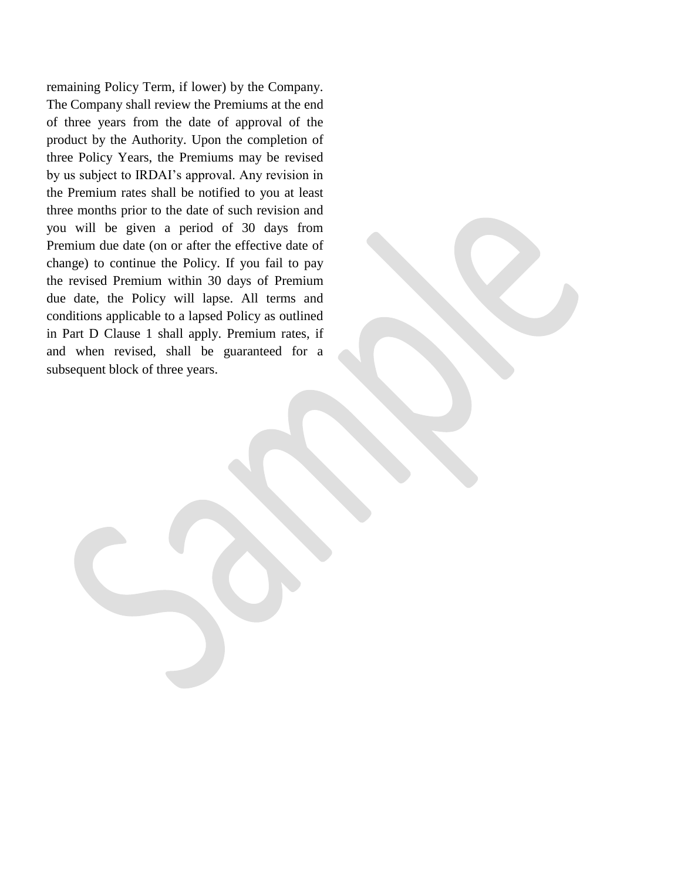remaining Policy Term, if lower) by the Company. The Company shall review the Premiums at the end of three years from the date of approval of the product by the Authority. Upon the completion of three Policy Years, the Premiums may be revised by us subject to IRDAI's approval. Any revision in the Premium rates shall be notified to you at least three months prior to the date of such revision and you will be given a period of 30 days from Premium due date (on or after the effective date of change) to continue the Policy. If you fail to pay the revised Premium within 30 days of Premium due date, the Policy will lapse. All terms and conditions applicable to a lapsed Policy as outlined in Part D Clause 1 shall apply. Premium rates, if and when revised, shall be guaranteed for a subsequent block of three years.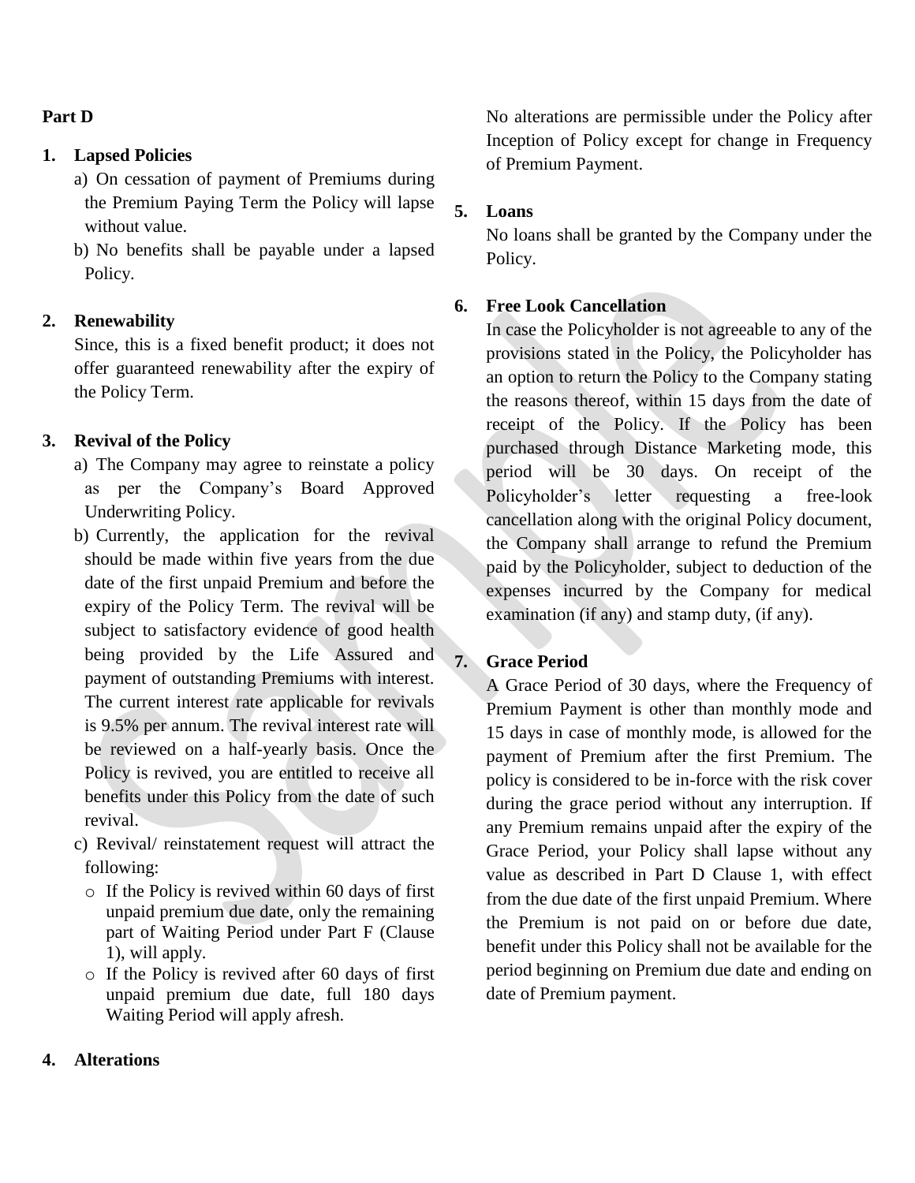**Part D**

1. **Lapsed Policies**
   a) On cessation of payment of Premiums during the Premium Paying Term the Policy will lapse without value.
   b) No benefits shall be payable under a lapsed Policy.

2. **Renewability**

   Since, this is a fixed benefit product; it does not offer guaranteed renewability after the expiry of the Policy Term.

3. **Revival of the Policy**
   a) The Company may agree to reinstate a policy as per the Company's Board Approved Underwriting Policy.
   b) Currently, the application for the revival should be made within five years from the due date of the first unpaid Premium and before the expiry of the Policy Term. The revival will be subject to satisfactory evidence of good health being provided by the Life Assured and payment of outstanding Premiums with interest. The current interest rate applicable for revivals is 9.5% per annum. The revival interest rate will be reviewed on a half-yearly basis. Once the Policy is revived, you are entitled to receive all benefits under this Policy from the date of such revival.
   c) Revival/ reinstatement request will attract the following:
      - If the Policy is revived within 60 days of first unpaid premium due date, only the remaining part of Waiting Period under Part F (Clause 1), will apply.
      - If the Policy is revived after 60 days of first unpaid premium due date, full 180 days Waiting Period will apply afresh.

4. **Alterations**

   No alterations are permissible under the Policy after Inception of Policy except for change in Frequency of Premium Payment.

5. **Loans**

   No loans shall be granted by the Company under the Policy.

6. **Free Look Cancellation**

   In case the Policyholder is not agreeable to any of the provisions stated in the Policy, the Policyholder has an option to return the Policy to the Company stating the reasons thereof, within 15 days from the date of receipt of the Policy. If the Policy has been purchased through Distance Marketing mode, this period will be 30 days. On receipt of the Policyholder's letter requesting a free-look cancellation along with the original Policy document, the Company shall arrange to refund the Premium paid by the Policyholder, subject to deduction of the expenses incurred by the Company for medical examination (if any) and stamp duty, (if any).

7. **Grace Period**

   A Grace Period of 30 days, where the Frequency of Premium Payment is other than monthly mode and 15 days in case of monthly mode, is allowed for the payment of Premium after the first Premium. The policy is considered to be in-force with the risk cover during the grace period without any interruption. If any Premium remains unpaid after the expiry of the Grace Period, your Policy shall lapse without any value as described in Part D Clause 1, with effect from the due date of the first unpaid Premium. Where the Premium is not paid on or before due date, benefit under this Policy shall not be available for the period beginning on Premium due date and ending on date of Premium payment.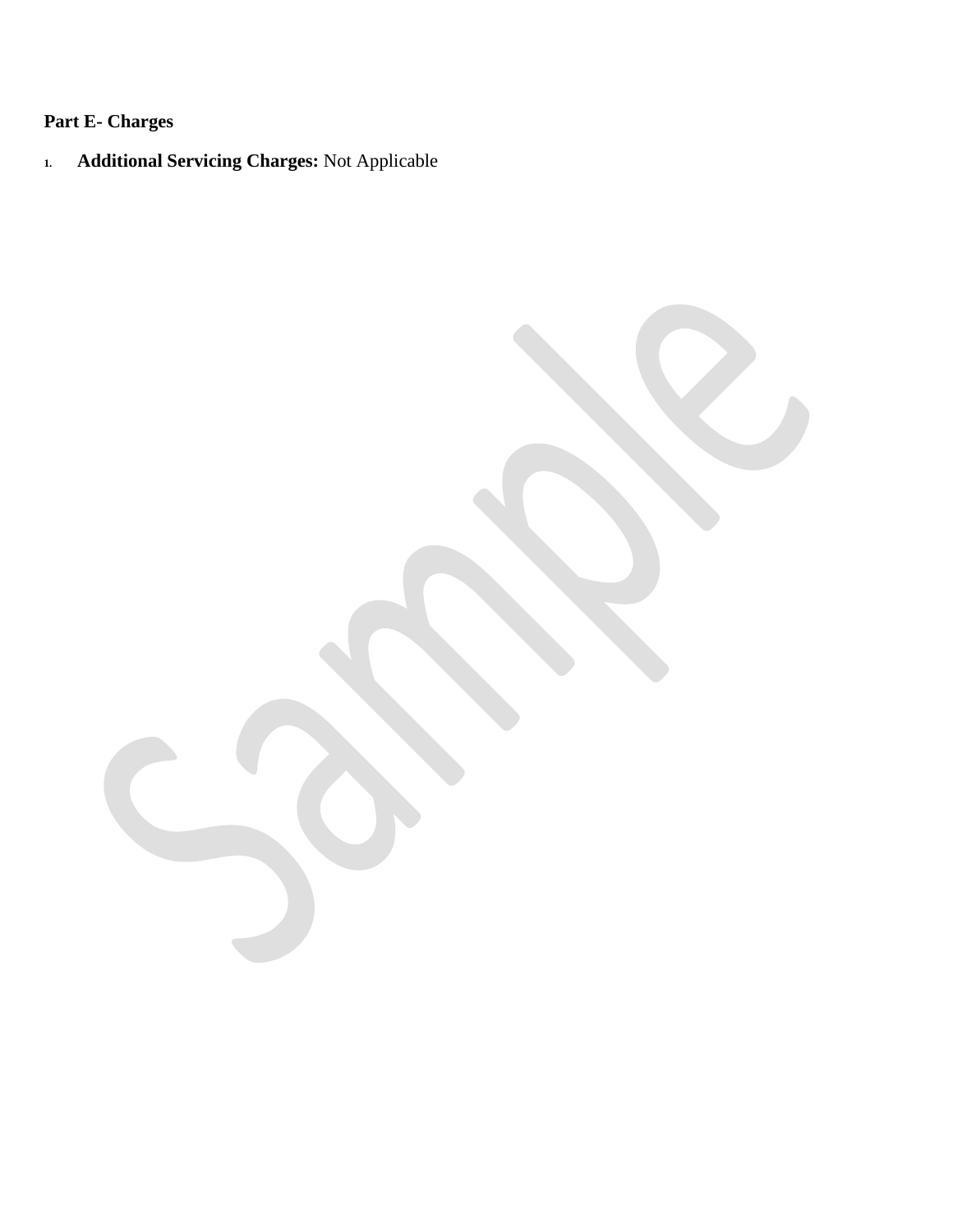**Part E- Charges**

1. **Additional Servicing Charges:** Not Applicable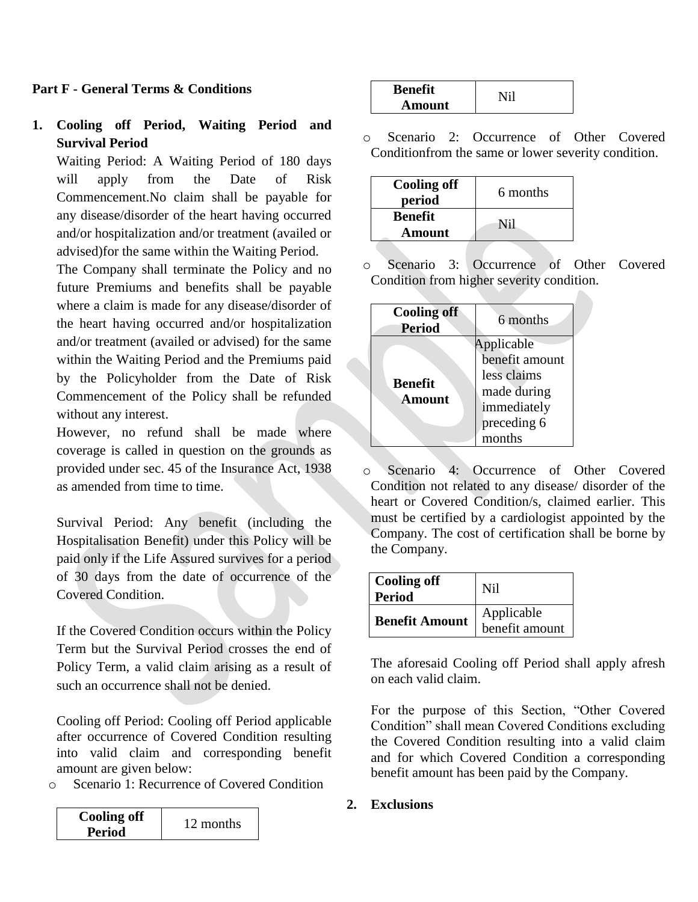## Part F - General Terms & Conditions

1. **Cooling off Period, Waiting Period and Survival Period**

   Waiting Period: A Waiting Period of 180 days will apply from the Date of Risk Commencement.No claim shall be payable for any disease/disorder of the heart having occurred and/or hospitalization and/or treatment (availed or advised)for the same within the Waiting Period.

   The Company shall terminate the Policy and no future Premiums and benefits shall be payable where a claim is made for any disease/disorder of the heart having occurred and/or hospitalization and/or treatment (availed or advised) for the same within the Waiting Period and the Premiums paid by the Policyholder from the Date of Risk Commencement of the Policy shall be refunded without any interest.

   However, no refund shall be made where coverage is called in question on the grounds as provided under sec. 45 of the Insurance Act, 1938 as amended from time to time.

   Survival Period: Any benefit (including the Hospitalisation Benefit) under this Policy will be paid only if the Life Assured survives for a period of 30 days from the date of occurrence of the Covered Condition.

   If the Covered Condition occurs within the Policy Term but the Survival Period crosses the end of Policy Term, a valid claim arising as a result of such an occurrence shall not be denied.

   Cooling off Period: Cooling off Period applicable after occurrence of Covered Condition resulting into valid claim and corresponding benefit amount are given below:

   - Scenario 1: Recurrence of Covered Condition

   | **Cooling off Period** | 12 months |
   |---|---|
   | **Benefit Amount** | Nil |

   - Scenario 2: Occurrence of Other Covered Conditionfrom the same or lower severity condition.

   | **Cooling off period** | 6 months |
   |---|---|
   | **Benefit Amount** | Nil |

   - Scenario 3: Occurrence of Other Covered Condition from higher severity condition.

   | **Cooling off Period** | 6 months |
   |---|---|
   | **Benefit Amount** | Applicable benefit amount less claims made during immediately preceding 6 months |

   - Scenario 4: Occurrence of Other Covered Condition not related to any disease/ disorder of the heart or Covered Condition/s, claimed earlier. This must be certified by a cardiologist appointed by the Company. The cost of certification shall be borne by the Company.

   | **Cooling off Period** | Nil |
   |---|---|
   | **Benefit Amount** | Applicable benefit amount |

   The aforesaid Cooling off Period shall apply afresh on each valid claim.

   For the purpose of this Section, "Other Covered Condition" shall mean Covered Conditions excluding the Covered Condition resulting into a valid claim and for which Covered Condition a corresponding benefit amount has been paid by the Company.

2. **Exclusions**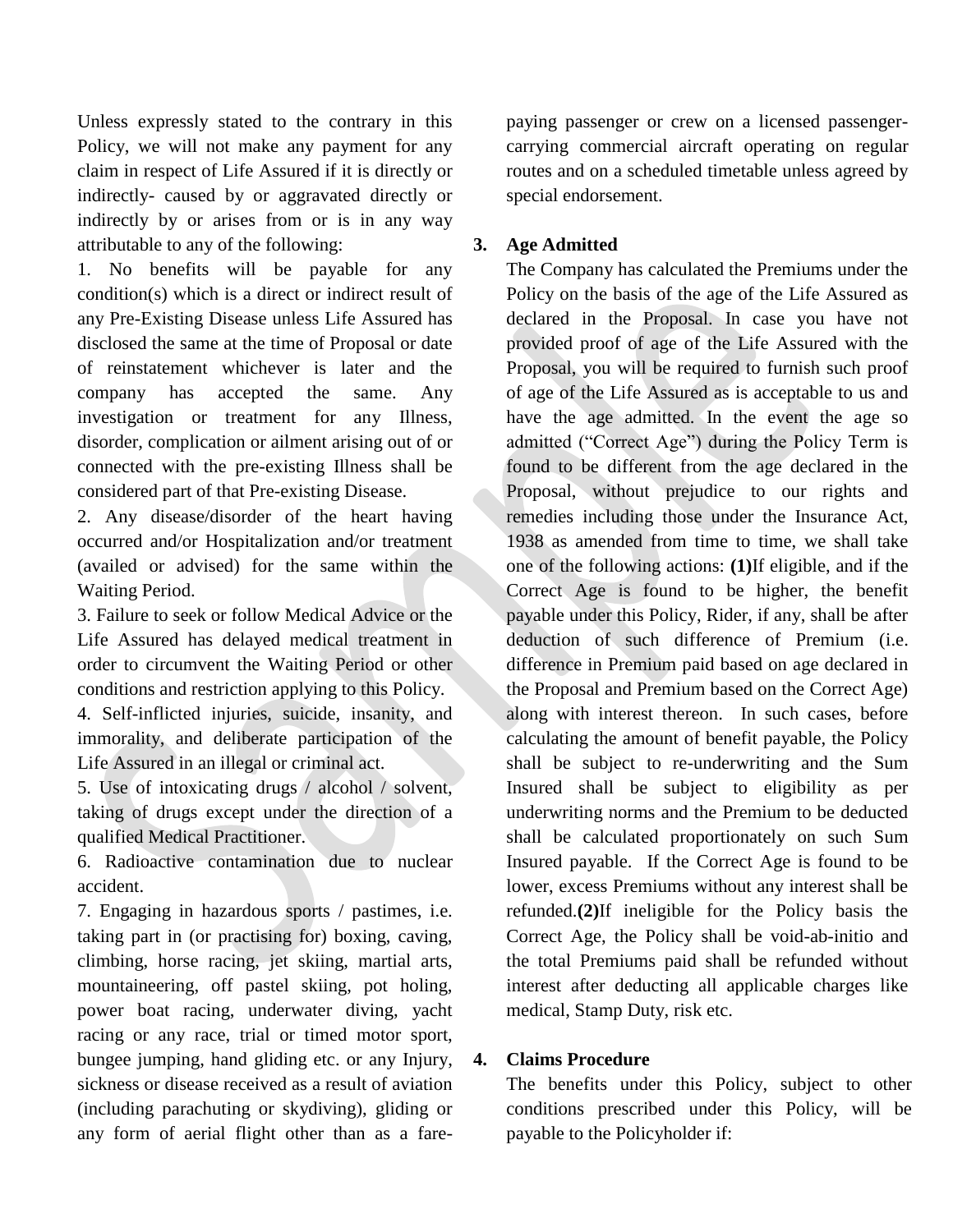Unless expressly stated to the contrary in this Policy, we will not make any payment for any claim in respect of Life Assured if it is directly or indirectly- caused by or aggravated directly or indirectly by or arises from or is in any way attributable to any of the following:

1. No benefits will be payable for any condition(s) which is a direct or indirect result of any Pre-Existing Disease unless Life Assured has disclosed the same at the time of Proposal or date of reinstatement whichever is later and the company has accepted the same. Any investigation or treatment for any Illness, disorder, complication or ailment arising out of or connected with the pre-existing Illness shall be considered part of that Pre-existing Disease.
2. Any disease/disorder of the heart having occurred and/or Hospitalization and/or treatment (availed or advised) for the same within the Waiting Period.
3. Failure to seek or follow Medical Advice or the Life Assured has delayed medical treatment in order to circumvent the Waiting Period or other conditions and restriction applying to this Policy.
4. Self-inflicted injuries, suicide, insanity, and immorality, and deliberate participation of the Life Assured in an illegal or criminal act.
5. Use of intoxicating drugs / alcohol / solvent, taking of drugs except under the direction of a qualified Medical Practitioner.
6. Radioactive contamination due to nuclear accident.
7. Engaging in hazardous sports / pastimes, i.e. taking part in (or practising for) boxing, caving, climbing, horse racing, jet skiing, martial arts, mountaineering, off pastel skiing, pot holing, power boat racing, underwater diving, yacht racing or any race, trial or timed motor sport, bungee jumping, hand gliding etc. or any Injury, sickness or disease received as a result of aviation (including parachuting or skydiving), gliding or any form of aerial flight other than as a fare-paying passenger or crew on a licensed passenger-carrying commercial aircraft operating on regular routes and on a scheduled timetable unless agreed by special endorsement.

### 3. Age Admitted

The Company has calculated the Premiums under the Policy on the basis of the age of the Life Assured as declared in the Proposal. In case you have not provided proof of age of the Life Assured with the Proposal, you will be required to furnish such proof of age of the Life Assured as is acceptable to us and have the age admitted. In the event the age so admitted ("Correct Age") during the Policy Term is found to be different from the age declared in the Proposal, without prejudice to our rights and remedies including those under the Insurance Act, 1938 as amended from time to time, we shall take one of the following actions: **(1)**If eligible, and if the Correct Age is found to be higher, the benefit payable under this Policy, Rider, if any, shall be after deduction of such difference of Premium (i.e. difference in Premium paid based on age declared in the Proposal and Premium based on the Correct Age) along with interest thereon. In such cases, before calculating the amount of benefit payable, the Policy shall be subject to re-underwriting and the Sum Insured shall be subject to eligibility as per underwriting norms and the Premium to be deducted shall be calculated proportionately on such Sum Insured payable. If the Correct Age is found to be lower, excess Premiums without any interest shall be refunded.**(2)**If ineligible for the Policy basis the Correct Age, the Policy shall be void-ab-initio and the total Premiums paid shall be refunded without interest after deducting all applicable charges like medical, Stamp Duty, risk etc.

### 4. Claims Procedure

The benefits under this Policy, subject to other conditions prescribed under this Policy, will be payable to the Policyholder if: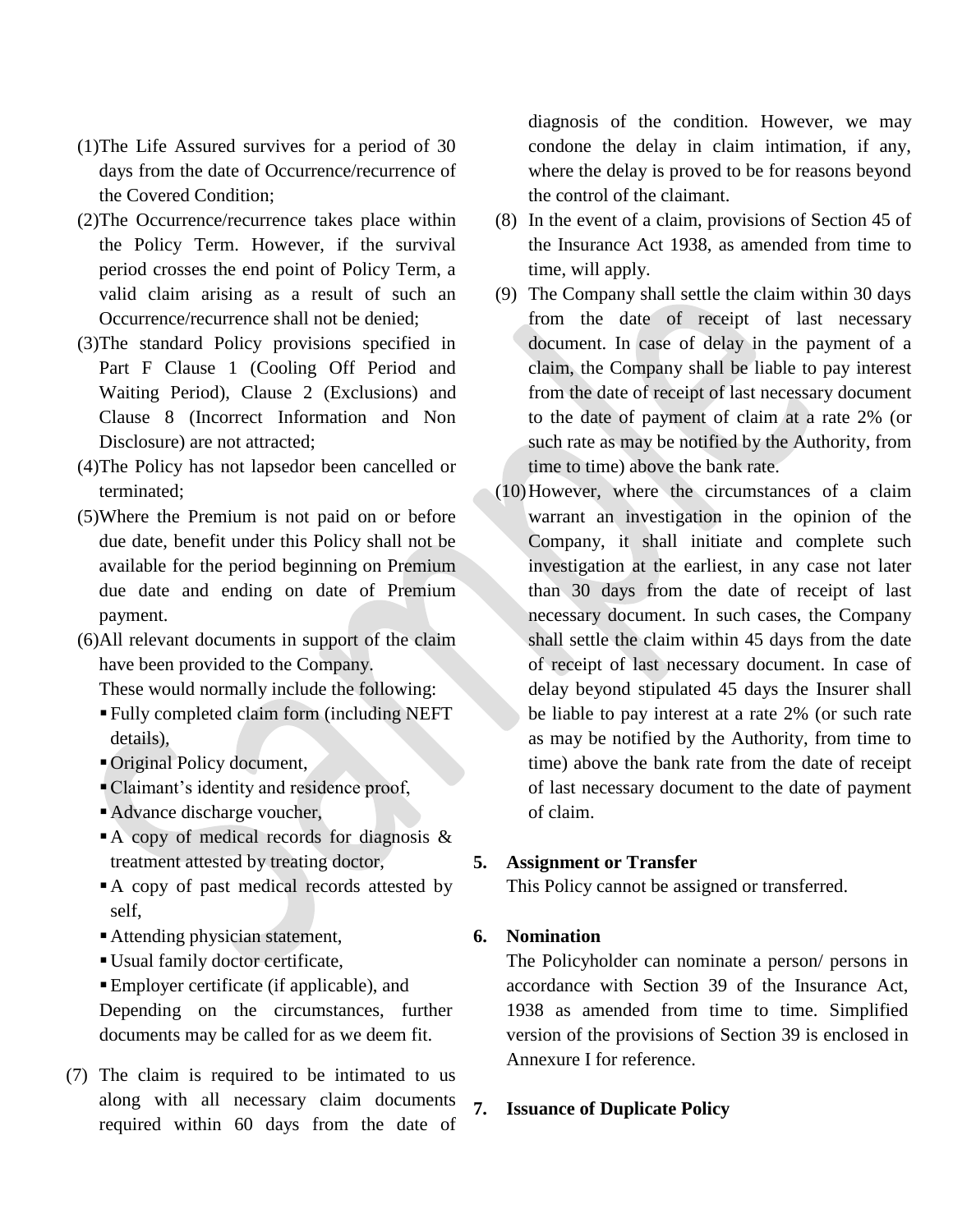(1) The Life Assured survives for a period of 30 days from the date of Occurrence/recurrence of the Covered Condition;

(2) The Occurrence/recurrence takes place within the Policy Term. However, if the survival period crosses the end point of Policy Term, a valid claim arising as a result of such an Occurrence/recurrence shall not be denied;

(3) The standard Policy provisions specified in Part F Clause 1 (Cooling Off Period and Waiting Period), Clause 2 (Exclusions) and Clause 8 (Incorrect Information and Non Disclosure) are not attracted;

(4) The Policy has not lapsedor been cancelled or terminated;

(5) Where the Premium is not paid on or before due date, benefit under this Policy shall not be available for the period beginning on Premium due date and ending on date of Premium payment.

(6) All relevant documents in support of the claim have been provided to the Company.
These would normally include the following:
- Fully completed claim form (including NEFT details),
- Original Policy document,
- Claimant's identity and residence proof,
- Advance discharge voucher,
- A copy of medical records for diagnosis & treatment attested by treating doctor,
- A copy of past medical records attested by self,
- Attending physician statement,
- Usual family doctor certificate,
- Employer certificate (if applicable), and

Depending on the circumstances, further documents may be called for as we deem fit.

(7) The claim is required to be intimated to us along with all necessary claim documents required within 60 days from the date of diagnosis of the condition. However, we may condone the delay in claim intimation, if any, where the delay is proved to be for reasons beyond the control of the claimant.

(8) In the event of a claim, provisions of Section 45 of the Insurance Act 1938, as amended from time to time, will apply.

(9) The Company shall settle the claim within 30 days from the date of receipt of last necessary document. In case of delay in the payment of a claim, the Company shall be liable to pay interest from the date of receipt of last necessary document to the date of payment of claim at a rate 2% (or such rate as may be notified by the Authority, from time to time) above the bank rate.

(10) However, where the circumstances of a claim warrant an investigation in the opinion of the Company, it shall initiate and complete such investigation at the earliest, in any case not later than 30 days from the date of receipt of last necessary document. In such cases, the Company shall settle the claim within 45 days from the date of receipt of last necessary document. In case of delay beyond stipulated 45 days the Insurer shall be liable to pay interest at a rate 2% (or such rate as may be notified by the Authority, from time to time) above the bank rate from the date of receipt of last necessary document to the date of payment of claim.

**5. Assignment or Transfer**

This Policy cannot be assigned or transferred.

**6. Nomination**

The Policyholder can nominate a person/ persons in accordance with Section 39 of the Insurance Act, 1938 as amended from time to time. Simplified version of the provisions of Section 39 is enclosed in Annexure I for reference.

**7. Issuance of Duplicate Policy**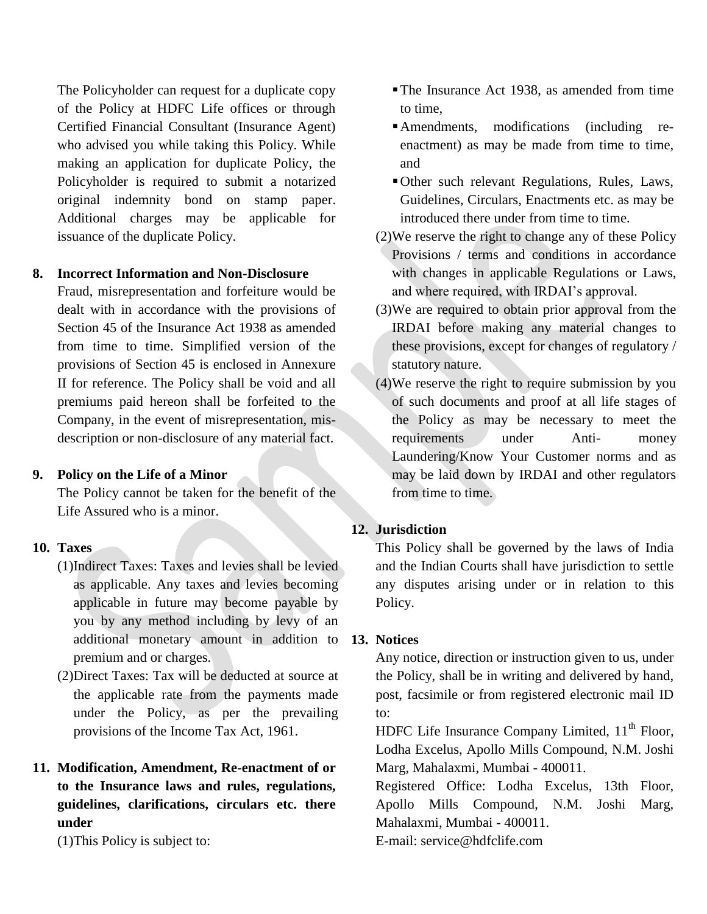The Policyholder can request for a duplicate copy of the Policy at HDFC Life offices or through Certified Financial Consultant (Insurance Agent) who advised you while taking this Policy. While making an application for duplicate Policy, the Policyholder is required to submit a notarized original indemnity bond on stamp paper. Additional charges may be applicable for issuance of the duplicate Policy.

**8. Incorrect Information and Non-Disclosure**

Fraud, misrepresentation and forfeiture would be dealt with in accordance with the provisions of Section 45 of the Insurance Act 1938 as amended from time to time. Simplified version of the provisions of Section 45 is enclosed in Annexure II for reference. The Policy shall be void and all premiums paid hereon shall be forfeited to the Company, in the event of misrepresentation, mis-description or non-disclosure of any material fact.

**9. Policy on the Life of a Minor**

The Policy cannot be taken for the benefit of the Life Assured who is a minor.

**10. Taxes**

(1) Indirect Taxes: Taxes and levies shall be levied as applicable. Any taxes and levies becoming applicable in future may become payable by you by any method including by levy of an additional monetary amount in addition to premium and or charges.

(2) Direct Taxes: Tax will be deducted at source at the applicable rate from the payments made under the Policy, as per the prevailing provisions of the Income Tax Act, 1961.

**11. Modification, Amendment, Re-enactment of or to the Insurance laws and rules, regulations, guidelines, clarifications, circulars etc. there under**

(1) This Policy is subject to:

- The Insurance Act 1938, as amended from time to time,
- Amendments, modifications (including re-enactment) as may be made from time to time, and
- Other such relevant Regulations, Rules, Laws, Guidelines, Circulars, Enactments etc. as may be introduced there under from time to time.

(2) We reserve the right to change any of these Policy Provisions / terms and conditions in accordance with changes in applicable Regulations or Laws, and where required, with IRDAI's approval.

(3) We are required to obtain prior approval from the IRDAI before making any material changes to these provisions, except for changes of regulatory / statutory nature.

(4) We reserve the right to require submission by you of such documents and proof at all life stages of the Policy as may be necessary to meet the requirements under Anti- money Laundering/Know Your Customer norms and as may be laid down by IRDAI and other regulators from time to time.

**12. Jurisdiction**

This Policy shall be governed by the laws of India and the Indian Courts shall have jurisdiction to settle any disputes arising under or in relation to this Policy.

**13. Notices**

Any notice, direction or instruction given to us, under the Policy, shall be in writing and delivered by hand, post, facsimile or from registered electronic mail ID to:

HDFC Life Insurance Company Limited, 11th Floor, Lodha Excelus, Apollo Mills Compound, N.M. Joshi Marg, Mahalaxmi, Mumbai - 400011.

Registered Office: Lodha Excelus, 13th Floor, Apollo Mills Compound, N.M. Joshi Marg, Mahalaxmi, Mumbai - 400011.

E-mail: service@hdfclife.com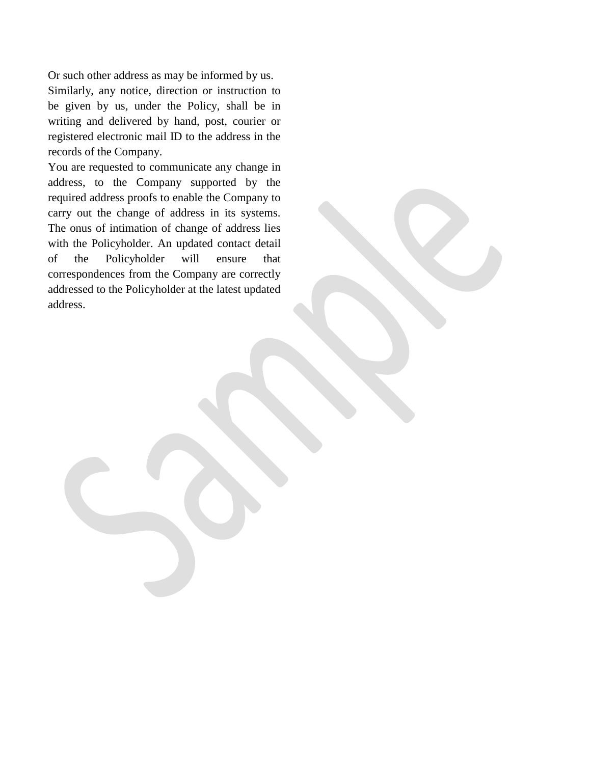Or such other address as may be informed by us.

Similarly, any notice, direction or instruction to be given by us, under the Policy, shall be in writing and delivered by hand, post, courier or registered electronic mail ID to the address in the records of the Company.

You are requested to communicate any change in address, to the Company supported by the required address proofs to enable the Company to carry out the change of address in its systems. The onus of intimation of change of address lies with the Policyholder. An updated contact detail of the Policyholder will ensure that correspondences from the Company are correctly addressed to the Policyholder at the latest updated address.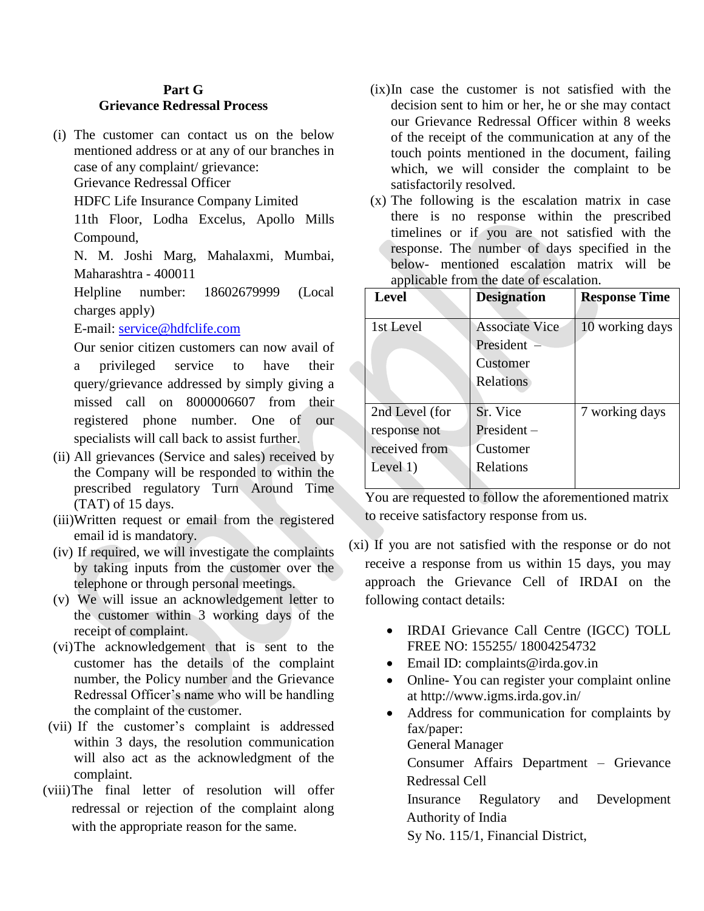## Part G
## Grievance Redressal Process

(i) The customer can contact us on the below mentioned address or at any of our branches in case of any complaint/ grievance:

Grievance Redressal Officer

HDFC Life Insurance Company Limited

11th Floor, Lodha Excelus, Apollo Mills Compound,

N. M. Joshi Marg, Mahalaxmi, Mumbai, Maharashtra - 400011

Helpline number: 18602679999 (Local charges apply)

E-mail: service@hdfclife.com

Our senior citizen customers can now avail of a privileged service to have their query/grievance addressed by simply giving a missed call on 8000006607 from their registered phone number. One of our specialists will call back to assist further.

(ii) All grievances (Service and sales) received by the Company will be responded to within the prescribed regulatory Turn Around Time (TAT) of 15 days.

(iii) Written request or email from the registered email id is mandatory.

(iv) If required, we will investigate the complaints by taking inputs from the customer over the telephone or through personal meetings.

(v) We will issue an acknowledgement letter to the customer within 3 working days of the receipt of complaint.

(vi) The acknowledgement that is sent to the customer has the details of the complaint number, the Policy number and the Grievance Redressal Officer's name who will be handling the complaint of the customer.

(vii) If the customer's complaint is addressed within 3 days, the resolution communication will also act as the acknowledgment of the complaint.

(viii) The final letter of resolution will offer redressal or rejection of the complaint along with the appropriate reason for the same.

(ix) In case the customer is not satisfied with the decision sent to him or her, he or she may contact our Grievance Redressal Officer within 8 weeks of the receipt of the communication at any of the touch points mentioned in the document, failing which, we will consider the complaint to be satisfactorily resolved.

(x) The following is the escalation matrix in case there is no response within the prescribed timelines or if you are not satisfied with the response. The number of days specified in the below- mentioned escalation matrix will be applicable from the date of escalation.

| Level | Designation | Response Time |
|---|---|---|
| 1st Level | Associate Vice President – Customer Relations | 10 working days |
| 2nd Level (for response not received from Level 1) | Sr. Vice President – Customer Relations | 7 working days |

You are requested to follow the aforementioned matrix to receive satisfactory response from us.

(xi) If you are not satisfied with the response or do not receive a response from us within 15 days, you may approach the Grievance Cell of IRDAI on the following contact details:

- IRDAI Grievance Call Centre (IGCC) TOLL FREE NO: 155255/ 18004254732
- Email ID: complaints@irda.gov.in
- Online- You can register your complaint online at http://www.igms.irda.gov.in/
- Address for communication for complaints by fax/paper:
  General Manager
  Consumer Affairs Department – Grievance Redressal Cell
  Insurance Regulatory and Development Authority of India
  Sy No. 115/1, Financial District,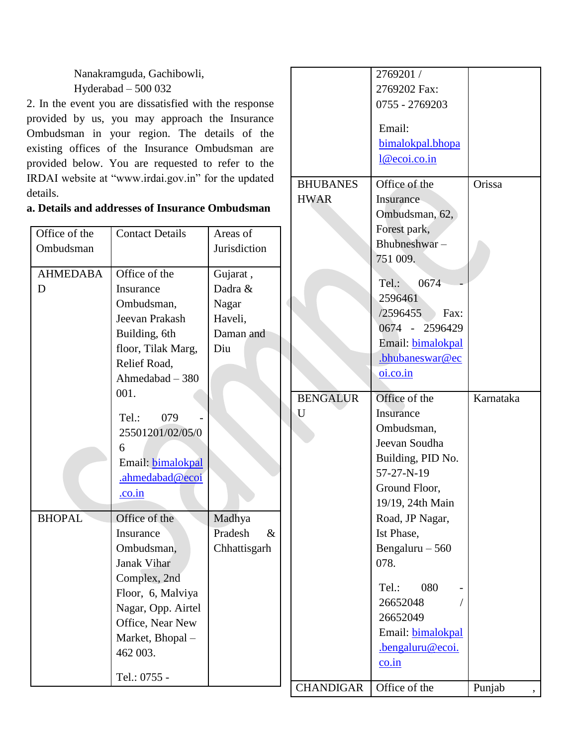Nanakramguda, Gachibowli,
Hyderabad – 500 032

2. In the event you are dissatisfied with the response provided by us, you may approach the Insurance Ombudsman in your region. The details of the existing offices of the Insurance Ombudsman are provided below. You are requested to refer to the IRDAI website at "www.irdai.gov.in" for the updated details.

**a. Details and addresses of Insurance Ombudsman**

| Office of the Ombudsman | Contact Details | Areas of Jurisdiction |
|---|---|---|
| AHMEDABAD | Office of the Insurance Ombudsman, Jeevan Prakash Building, 6th floor, Tilak Marg, Relief Road, Ahmedabad – 380 001.<br><br>Tel.: 079 - 25501201/02/05/06<br>Email: bimalokpal.ahmedabad@ecoi.co.in | Gujarat , Dadra & Nagar Haveli, Daman and Diu |
| BHOPAL | Office of the Insurance Ombudsman, Janak Vihar Complex, 2nd Floor, 6, Malviya Nagar, Opp. Airtel Office, Near New Market, Bhopal – 462 003.<br><br>Tel.: 0755 - 2769201 / 2769202 Fax: 0755 - 2769203<br><br>Email: bimalokpal.bhopal@ecoi.co.in | Madhya Pradesh & Chhattisgarh |
| BHUBANESHWAR | Office of the Insurance Ombudsman, 62, Forest park, Bhubneshwar – 751 009.<br><br>Tel.: 0674 - 2596461 /2596455 Fax: 0674 - 2596429<br>Email: bimalokpal.bhubaneswar@ecoi.co.in | Orissa |
| BENGALURU | Office of the Insurance Ombudsman, Jeevan Soudha Building, PID No. 57-27-N-19 Ground Floor, 19/19, 24th Main Road, JP Nagar, Ist Phase, Bengaluru – 560 078.<br><br>Tel.: 080 - 26652048 / 26652049<br>Email: bimalokpal.bengaluru@ecoi.co.in | Karnataka |
| CHANDIGAR | Office of the | Punjab , |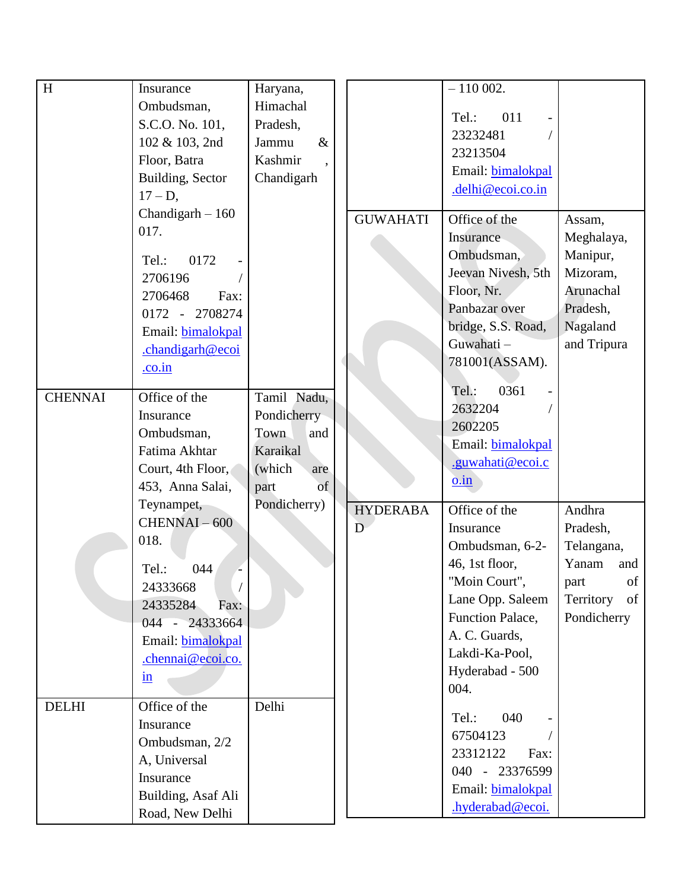| | | |
|---|---|---|
| H | Insurance Ombudsman, S.C.O. No. 101, 102 & 103, 2nd Floor, Batra Building, Sector 17 – D, Chandigarh – 160 017. Tel.: 0172 - 2706196 / 2706468 Fax: 0172 - 2708274 Email: bimalokpal.chandigarh@ecoi.co.in | Haryana, Himachal Pradesh, Jammu & Kashmir, Chandigarh |
| CHENNAI | Office of the Insurance Ombudsman, Fatima Akhtar Court, 4th Floor, 453, Anna Salai, Teynampet, CHENNAI – 600 018. Tel.: 044 - 24333668 / 24335284 Fax: 044 - 24333664 Email: bimalokpal.chennai@ecoi.co.in | Tamil Nadu, Pondicherry Town and Karaikal (which are part of Pondicherry) |
| DELHI | Office of the Insurance Ombudsman, 2/2 A, Universal Insurance Building, Asaf Ali Road, New Delhi – 110 002. Tel.: 011 - 23232481 / 23213504 Email: bimalokpal.delhi@ecoi.co.in | Delhi |
| GUWAHATI | Office of the Insurance Ombudsman, Jeevan Nivesh, 5th Floor, Nr. Panbazar over bridge, S.S. Road, Guwahati – 781001(ASSAM). Tel.: 0361 - 2632204 / 2602205 Email: bimalokpal.guwahati@ecoi.co.in | Assam, Meghalaya, Manipur, Mizoram, Arunachal Pradesh, Nagaland and Tripura |
| HYDERABAD | Office of the Insurance Ombudsman, 6-2-46, 1st floor, "Moin Court", Lane Opp. Saleem Function Palace, A. C. Guards, Lakdi-Ka-Pool, Hyderabad - 500 004. Tel.: 040 - 67504123 / 23312122 Fax: 040 - 23376599 Email: bimalokpal.hyderabad@ecoi. | Andhra Pradesh, Telangana, Yanam and part of Territory of Pondicherry |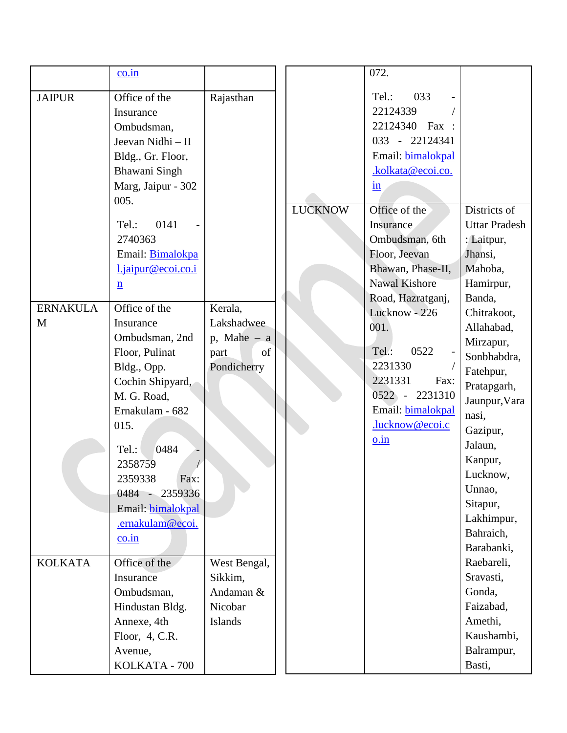| | | |
|---|---|---|
| | co.in | |
| JAIPUR | Office of the Insurance Ombudsman, Jeevan Nidhi – II Bldg., Gr. Floor, Bhawani Singh Marg, Jaipur - 302 005.<br><br>Tel.: 0141 - 2740363<br>Email: Bimalokpal.jaipur@ecoi.co.in | Rajasthan |
| ERNAKULAM | Office of the Insurance Ombudsman, 2nd Floor, Pulinat Bldg., Opp. Cochin Shipyard, M. G. Road, Ernakulam - 682 015.<br><br>Tel.: 0484 - 2358759 / 2359338 Fax: 0484 - 2359336<br>Email: bimalokpal.ernakulam@ecoi.co.in | Kerala, Lakshadweep, Mahe – a part of Pondicherry |
| KOLKATA | Office of the Insurance Ombudsman, Hindustan Bldg. Annexe, 4th Floor, 4, C.R. Avenue, KOLKATA - 700 072.<br><br>Tel.: 033 - 22124339 / 22124340 Fax : 033 - 22124341<br>Email: bimalokpal.kolkata@ecoi.co.in | West Bengal, Sikkim, Andaman & Nicobar Islands |
| LUCKNOW | Office of the Insurance Ombudsman, 6th Floor, Jeevan Bhawan, Phase-II, Nawal Kishore Road, Hazratganj, Lucknow - 226 001.<br><br>Tel.: 0522 - 2231330 / 2231331 Fax: 0522 - 2231310<br>Email: bimalokpal.lucknow@ecoi.co.in | Districts of Uttar Pradesh : Laitpur, Jhansi, Mahoba, Hamirpur, Banda, Chitrakoot, Allahabad, Mirzapur, Sonbhabdra, Fatehpur, Pratapgarh, Jaunpur,Varanasi, Gazipur, Jalaun, Kanpur, Lucknow, Unnao, Sitapur, Lakhimpur, Bahraich, Barabanki, Raebareli, Sravasti, Gonda, Faizabad, Amethi, Kaushambi, Balrampur, Basti, |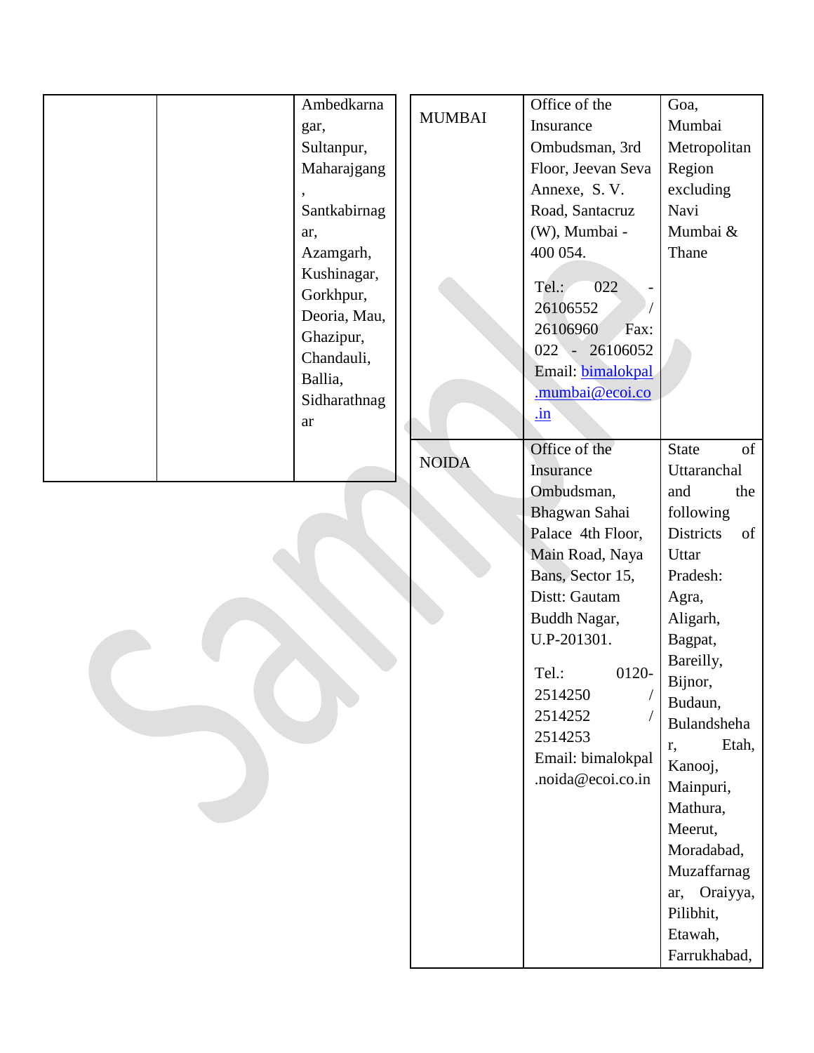| | | |
|---|---|---|
| | | Ambedkarnagar, Sultanpur, Maharajgang, Santkabirnagar, Azamgarh, Kushinagar, Gorkhpur, Deoria, Mau, Ghazipur, Chandauli, Ballia, Sidharathnagar |

| | | |
|---|---|---|
| MUMBAI | Office of the Insurance Ombudsman, 3rd Floor, Jeevan Seva Annexe, S. V. Road, Santacruz (W), Mumbai - 400 054.<br><br>Tel.: 022 - 26106552 / 26106960 Fax: 022 - 26106052 Email: bimalokpal.mumbai@ecoi.co.in | Goa, Mumbai Metropolitan Region excluding Navi Mumbai & Thane |
| NOIDA | Office of the Insurance Ombudsman, Bhagwan Sahai Palace 4th Floor, Main Road, Naya Bans, Sector 15, Distt: Gautam Buddh Nagar, U.P-201301.<br><br>Tel.: 0120-2514250 / 2514252 / 2514253 Email: bimalokpal.noida@ecoi.co.in | State of Uttaranchal and the following Districts of Uttar Pradesh: Agra, Aligarh, Bagpat, Bareilly, Bijnor, Budaun, Bulandshehar, Etah, Kanooj, Mainpuri, Mathura, Meerut, Moradabad, Muzaffarnagar, Oraiyya, Pilibhit, Etawah, Farrukhabad, |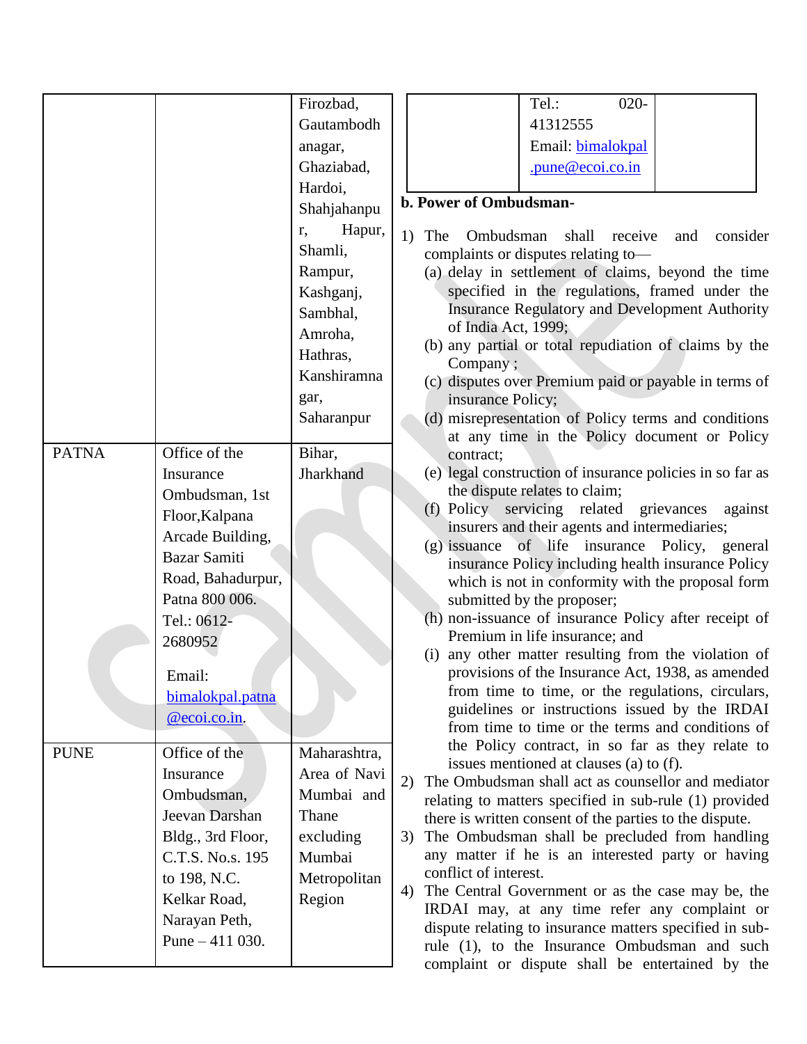| | | |
|---|---|---|
| | | Firozbad, Gautambodh anagar, Ghaziabad, Hardoi, Shahjahanpur, Hapur, Shamli, Rampur, Kashganj, Sambhal, Amroha, Hathras, Kanshiramnagar, Saharanpur |
| PATNA | Office of the Insurance Ombudsman, 1st Floor,Kalpana Arcade Building, Bazar Samiti Road, Bahadurpur, Patna 800 006. Tel.: 0612-2680952 Email: bimalokpal.patna@ecoi.co.in. | Bihar, Jharkhand |
| PUNE | Office of the Insurance Ombudsman, Jeevan Darshan Bldg., 3rd Floor, C.T.S. No.s. 195 to 198, N.C. Kelkar Road, Narayan Peth, Pune – 411 030. Tel.: 020-41312555 Email: bimalokpal.pune@ecoi.co.in | Maharashtra, Area of Navi Mumbai and Thane excluding Mumbai Metropolitan Region |

**b. Power of Ombudsman-**

1) The Ombudsman shall receive and consider complaints or disputes relating to—
   (a) delay in settlement of claims, beyond the time specified in the regulations, framed under the Insurance Regulatory and Development Authority of India Act, 1999;
   (b) any partial or total repudiation of claims by the Company ;
   (c) disputes over Premium paid or payable in terms of insurance Policy;
   (d) misrepresentation of Policy terms and conditions at any time in the Policy document or Policy contract;
   (e) legal construction of insurance policies in so far as the dispute relates to claim;
   (f) Policy servicing related grievances against insurers and their agents and intermediaries;
   (g) issuance of life insurance Policy, general insurance Policy including health insurance Policy which is not in conformity with the proposal form submitted by the proposer;
   (h) non-issuance of insurance Policy after receipt of Premium in life insurance; and
   (i) any other matter resulting from the violation of provisions of the Insurance Act, 1938, as amended from time to time, or the regulations, circulars, guidelines or instructions issued by the IRDAI from time to time or the terms and conditions of the Policy contract, in so far as they relate to issues mentioned at clauses (a) to (f).
2) The Ombudsman shall act as counsellor and mediator relating to matters specified in sub-rule (1) provided there is written consent of the parties to the dispute.
3) The Ombudsman shall be precluded from handling any matter if he is an interested party or having conflict of interest.
4) The Central Government or as the case may be, the IRDAI may, at any time refer any complaint or dispute relating to insurance matters specified in sub-rule (1), to the Insurance Ombudsman and such complaint or dispute shall be entertained by the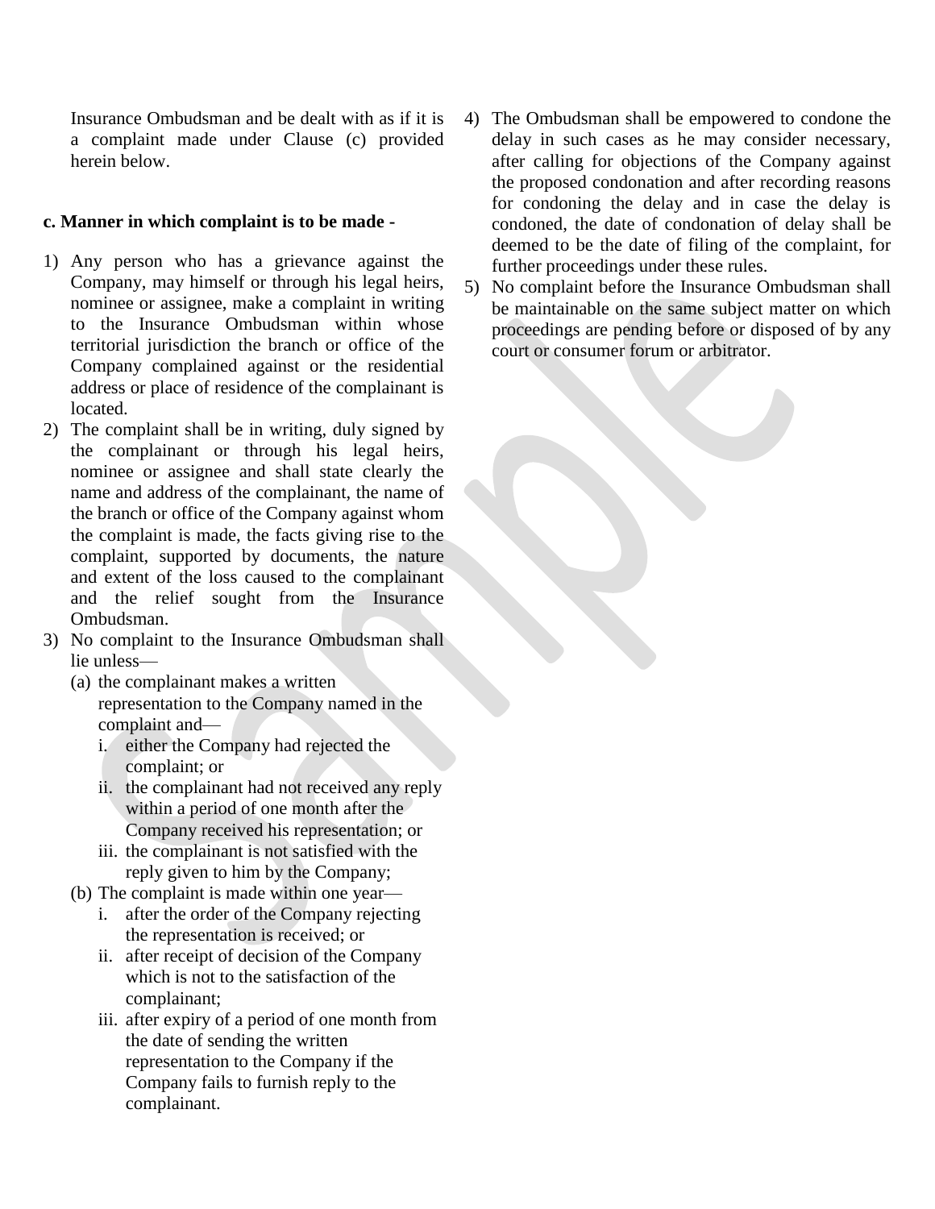Insurance Ombudsman and be dealt with as if it is a complaint made under Clause (c) provided herein below.

**c. Manner in which complaint is to be made -**

1) Any person who has a grievance against the Company, may himself or through his legal heirs, nominee or assignee, make a complaint in writing to the Insurance Ombudsman within whose territorial jurisdiction the branch or office of the Company complained against or the residential address or place of residence of the complainant is located.
2) The complaint shall be in writing, duly signed by the complainant or through his legal heirs, nominee or assignee and shall state clearly the name and address of the complainant, the name of the branch or office of the Company against whom the complaint is made, the facts giving rise to the complaint, supported by documents, the nature and extent of the loss caused to the complainant and the relief sought from the Insurance Ombudsman.
3) No complaint to the Insurance Ombudsman shall lie unless—
   (a) the complainant makes a written representation to the Company named in the complaint and—
      i. either the Company had rejected the complaint; or
      ii. the complainant had not received any reply within a period of one month after the Company received his representation; or
      iii. the complainant is not satisfied with the reply given to him by the Company;
   (b) The complaint is made within one year—
      i. after the order of the Company rejecting the representation is received; or
      ii. after receipt of decision of the Company which is not to the satisfaction of the complainant;
      iii. after expiry of a period of one month from the date of sending the written representation to the Company if the Company fails to furnish reply to the complainant.
4) The Ombudsman shall be empowered to condone the delay in such cases as he may consider necessary, after calling for objections of the Company against the proposed condonation and after recording reasons for condoning the delay and in case the delay is condoned, the date of condonation of delay shall be deemed to be the date of filing of the complaint, for further proceedings under these rules.
5) No complaint before the Insurance Ombudsman shall be maintainable on the same subject matter on which proceedings are pending before or disposed of by any court or consumer forum or arbitrator.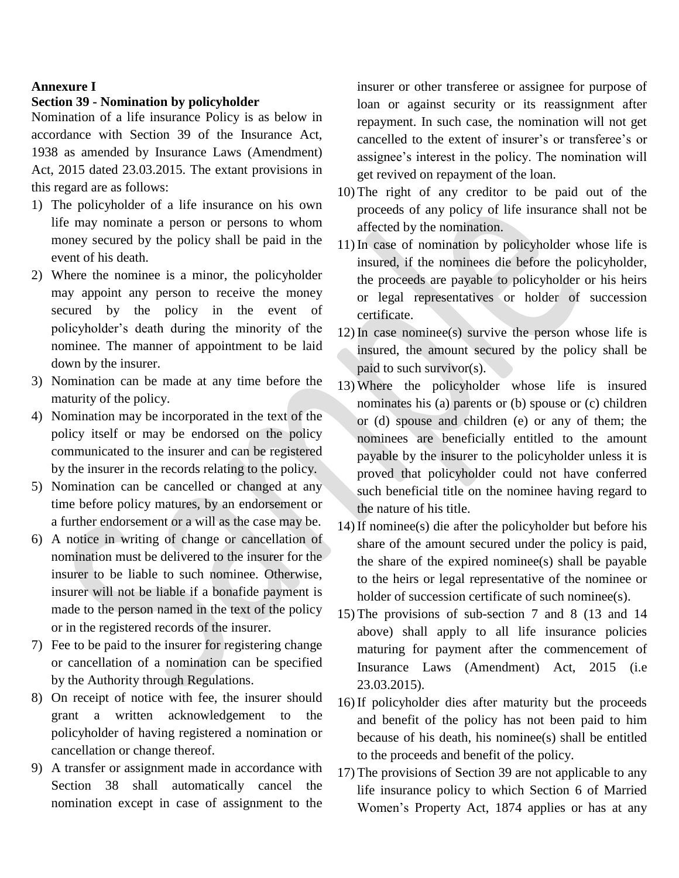**Annexure I**

**Section 39 - Nomination by policyholder**

Nomination of a life insurance Policy is as below in accordance with Section 39 of the Insurance Act, 1938 as amended by Insurance Laws (Amendment) Act, 2015 dated 23.03.2015. The extant provisions in this regard are as follows:

1) The policyholder of a life insurance on his own life may nominate a person or persons to whom money secured by the policy shall be paid in the event of his death.
2) Where the nominee is a minor, the policyholder may appoint any person to receive the money secured by the policy in the event of policyholder's death during the minority of the nominee. The manner of appointment to be laid down by the insurer.
3) Nomination can be made at any time before the maturity of the policy.
4) Nomination may be incorporated in the text of the policy itself or may be endorsed on the policy communicated to the insurer and can be registered by the insurer in the records relating to the policy.
5) Nomination can be cancelled or changed at any time before policy matures, by an endorsement or a further endorsement or a will as the case may be.
6) A notice in writing of change or cancellation of nomination must be delivered to the insurer for the insurer to be liable to such nominee. Otherwise, insurer will not be liable if a bonafide payment is made to the person named in the text of the policy or in the registered records of the insurer.
7) Fee to be paid to the insurer for registering change or cancellation of a nomination can be specified by the Authority through Regulations.
8) On receipt of notice with fee, the insurer should grant a written acknowledgement to the policyholder of having registered a nomination or cancellation or change thereof.
9) A transfer or assignment made in accordance with Section 38 shall automatically cancel the nomination except in case of assignment to the insurer or other transferee or assignee for purpose of loan or against security or its reassignment after repayment. In such case, the nomination will not get cancelled to the extent of insurer's or transferee's or assignee's interest in the policy. The nomination will get revived on repayment of the loan.
10) The right of any creditor to be paid out of the proceeds of any policy of life insurance shall not be affected by the nomination.
11) In case of nomination by policyholder whose life is insured, if the nominees die before the policyholder, the proceeds are payable to policyholder or his heirs or legal representatives or holder of succession certificate.
12) In case nominee(s) survive the person whose life is insured, the amount secured by the policy shall be paid to such survivor(s).
13) Where the policyholder whose life is insured nominates his (a) parents or (b) spouse or (c) children or (d) spouse and children (e) or any of them; the nominees are beneficially entitled to the amount payable by the insurer to the policyholder unless it is proved that policyholder could not have conferred such beneficial title on the nominee having regard to the nature of his title.
14) If nominee(s) die after the policyholder but before his share of the amount secured under the policy is paid, the share of the expired nominee(s) shall be payable to the heirs or legal representative of the nominee or holder of succession certificate of such nominee(s).
15) The provisions of sub-section 7 and 8 (13 and 14 above) shall apply to all life insurance policies maturing for payment after the commencement of Insurance Laws (Amendment) Act, 2015 (i.e 23.03.2015).
16) If policyholder dies after maturity but the proceeds and benefit of the policy has not been paid to him because of his death, his nominee(s) shall be entitled to the proceeds and benefit of the policy.
17) The provisions of Section 39 are not applicable to any life insurance policy to which Section 6 of Married Women's Property Act, 1874 applies or has at any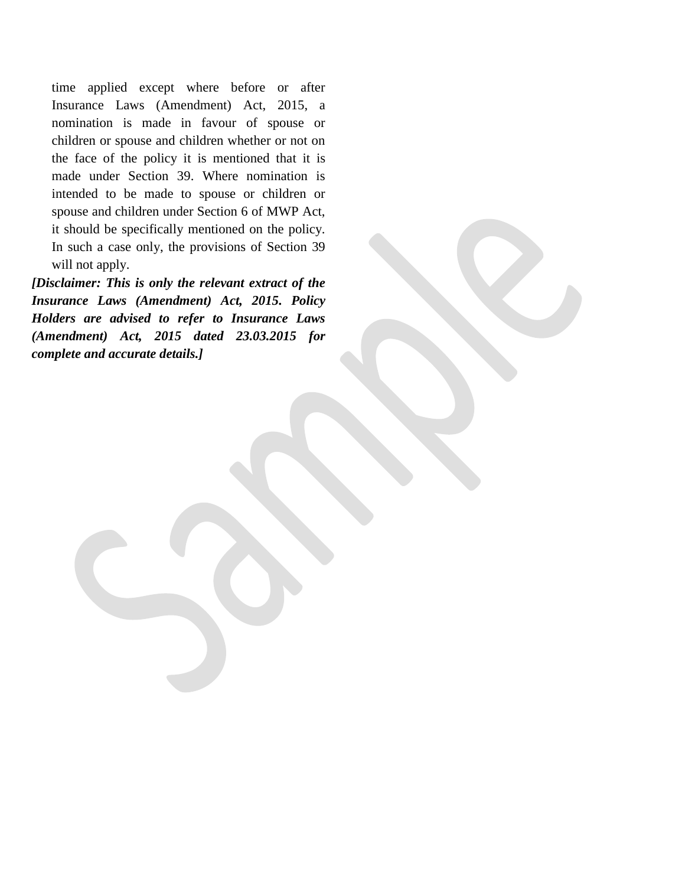time applied except where before or after Insurance Laws (Amendment) Act, 2015, a nomination is made in favour of spouse or children or spouse and children whether or not on the face of the policy it is mentioned that it is made under Section 39. Where nomination is intended to be made to spouse or children or spouse and children under Section 6 of MWP Act, it should be specifically mentioned on the policy. In such a case only, the provisions of Section 39 will not apply.

***[Disclaimer: This is only the relevant extract of the Insurance Laws (Amendment) Act, 2015. Policy Holders are advised to refer to Insurance Laws (Amendment) Act, 2015 dated 23.03.2015 for complete and accurate details.]***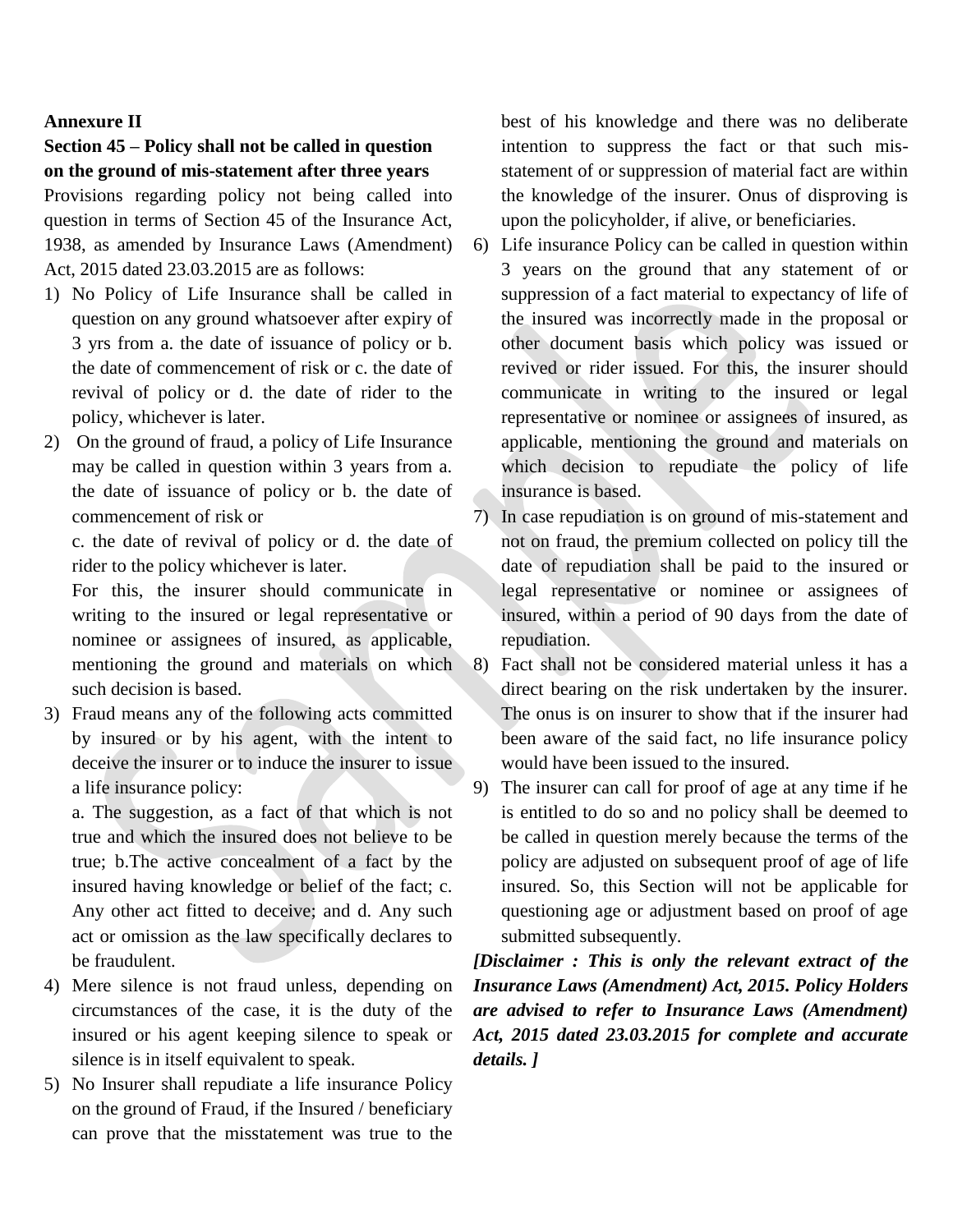**Annexure II**

**Section 45 – Policy shall not be called in question on the ground of mis-statement after three years**

Provisions regarding policy not being called into question in terms of Section 45 of the Insurance Act, 1938, as amended by Insurance Laws (Amendment) Act, 2015 dated 23.03.2015 are as follows:

1) No Policy of Life Insurance shall be called in question on any ground whatsoever after expiry of 3 yrs from a. the date of issuance of policy or b. the date of commencement of risk or c. the date of revival of policy or d. the date of rider to the policy, whichever is later.
2) On the ground of fraud, a policy of Life Insurance may be called in question within 3 years from a. the date of issuance of policy or b. the date of commencement of risk or

   c. the date of revival of policy or d. the date of rider to the policy whichever is later.

   For this, the insurer should communicate in writing to the insured or legal representative or nominee or assignees of insured, as applicable, mentioning the ground and materials on which such decision is based.
3) Fraud means any of the following acts committed by insured or by his agent, with the intent to deceive the insurer or to induce the insurer to issue a life insurance policy:

   a. The suggestion, as a fact of that which is not true and which the insured does not believe to be true; b.The active concealment of a fact by the insured having knowledge or belief of the fact; c. Any other act fitted to deceive; and d. Any such act or omission as the law specifically declares to be fraudulent.
4) Mere silence is not fraud unless, depending on circumstances of the case, it is the duty of the insured or his agent keeping silence to speak or silence is in itself equivalent to speak.
5) No Insurer shall repudiate a life insurance Policy on the ground of Fraud, if the Insured / beneficiary can prove that the misstatement was true to the best of his knowledge and there was no deliberate intention to suppress the fact or that such mis-statement of or suppression of material fact are within the knowledge of the insurer. Onus of disproving is upon the policyholder, if alive, or beneficiaries.
6) Life insurance Policy can be called in question within 3 years on the ground that any statement of or suppression of a fact material to expectancy of life of the insured was incorrectly made in the proposal or other document basis which policy was issued or revived or rider issued. For this, the insurer should communicate in writing to the insured or legal representative or nominee or assignees of insured, as applicable, mentioning the ground and materials on which decision to repudiate the policy of life insurance is based.
7) In case repudiation is on ground of mis-statement and not on fraud, the premium collected on policy till the date of repudiation shall be paid to the insured or legal representative or nominee or assignees of insured, within a period of 90 days from the date of repudiation.
8) Fact shall not be considered material unless it has a direct bearing on the risk undertaken by the insurer. The onus is on insurer to show that if the insurer had been aware of the said fact, no life insurance policy would have been issued to the insured.
9) The insurer can call for proof of age at any time if he is entitled to do so and no policy shall be deemed to be called in question merely because the terms of the policy are adjusted on subsequent proof of age of life insured. So, this Section will not be applicable for questioning age or adjustment based on proof of age submitted subsequently.

***[Disclaimer : This is only the relevant extract of the Insurance Laws (Amendment) Act, 2015. Policy Holders are advised to refer to Insurance Laws (Amendment) Act, 2015 dated 23.03.2015 for complete and accurate details. ]***